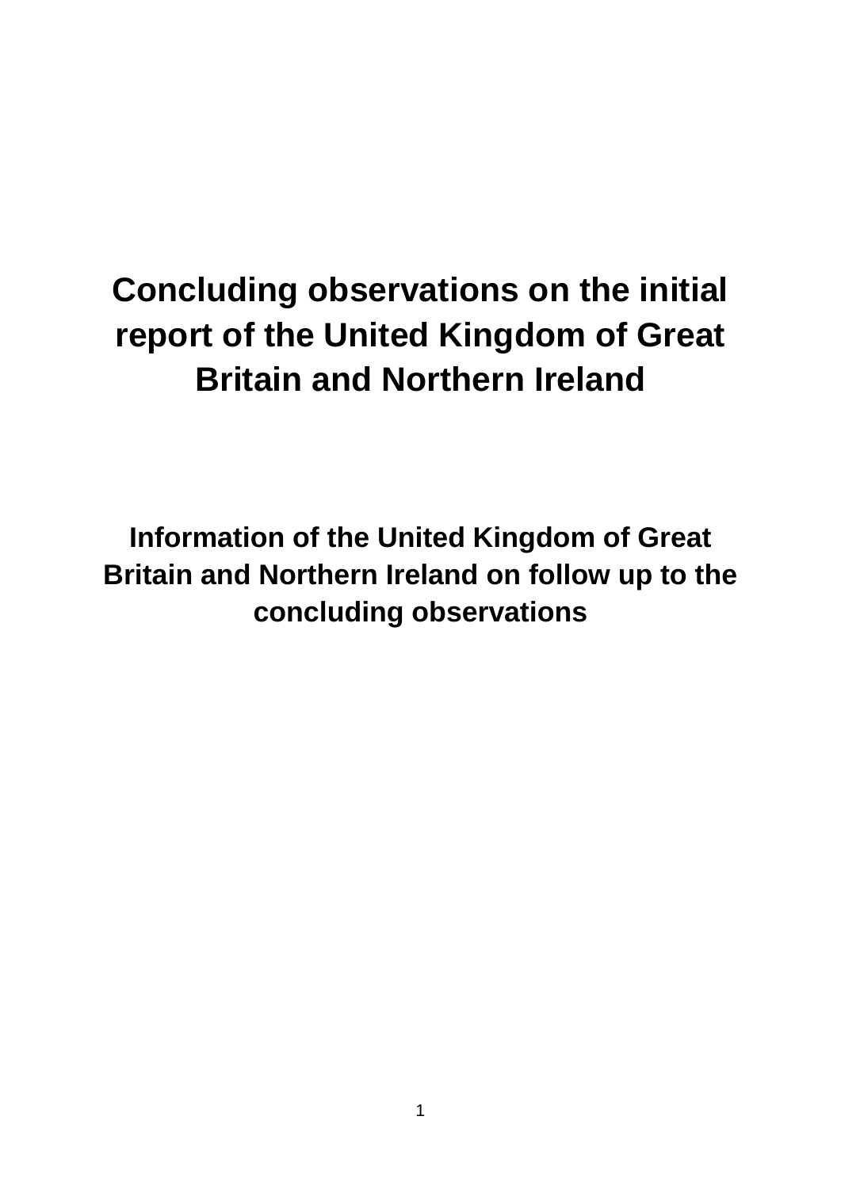# Concluding observations on the initial report of the United Kingdom of Great Britain and Northern Ireland

## Information of the United Kingdom of Great Britain and Northern Ireland on follow up to the concluding observations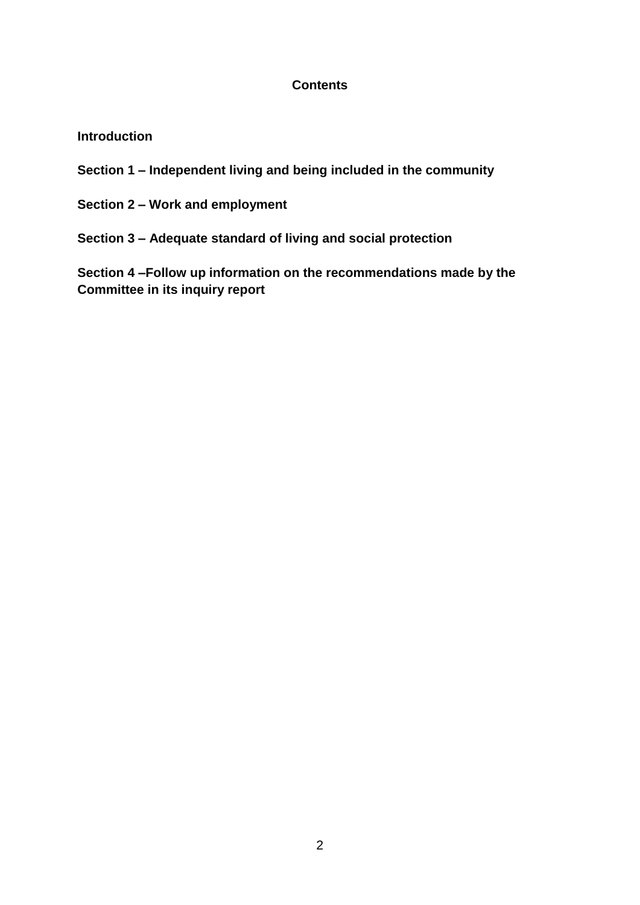## Contents

**Introduction**

**Section 1 – Independent living and being included in the community**

**Section 2 – Work and employment**

**Section 3 – Adequate standard of living and social protection**

**Section 4 –Follow up information on the recommendations made by the Committee in its inquiry report**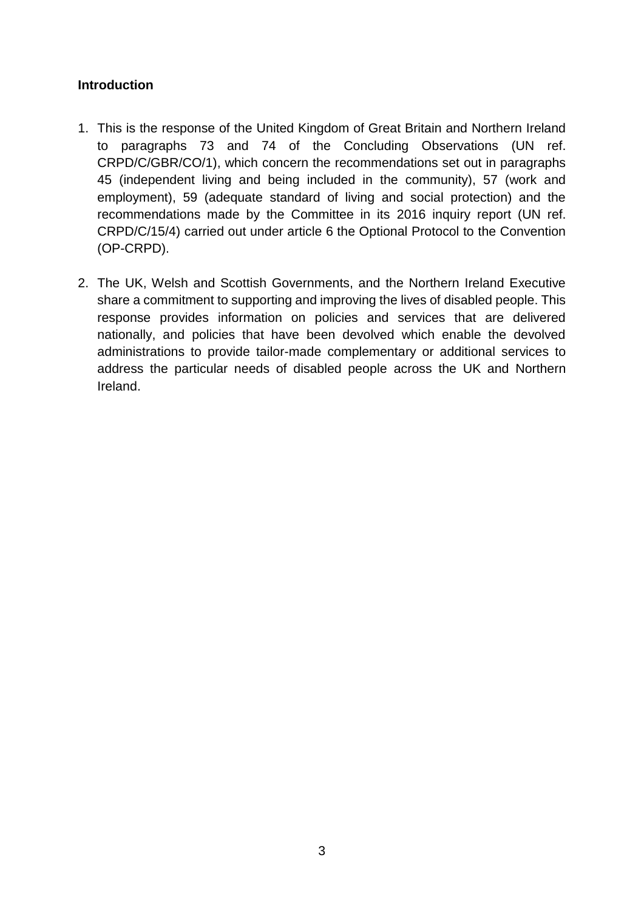**Introduction**

1. This is the response of the United Kingdom of Great Britain and Northern Ireland to paragraphs 73 and 74 of the Concluding Observations (UN ref. CRPD/C/GBR/CO/1), which concern the recommendations set out in paragraphs 45 (independent living and being included in the community), 57 (work and employment), 59 (adequate standard of living and social protection) and the recommendations made by the Committee in its 2016 inquiry report (UN ref. CRPD/C/15/4) carried out under article 6 the Optional Protocol to the Convention (OP-CRPD).

2. The UK, Welsh and Scottish Governments, and the Northern Ireland Executive share a commitment to supporting and improving the lives of disabled people. This response provides information on policies and services that are delivered nationally, and policies that have been devolved which enable the devolved administrations to provide tailor-made complementary or additional services to address the particular needs of disabled people across the UK and Northern Ireland.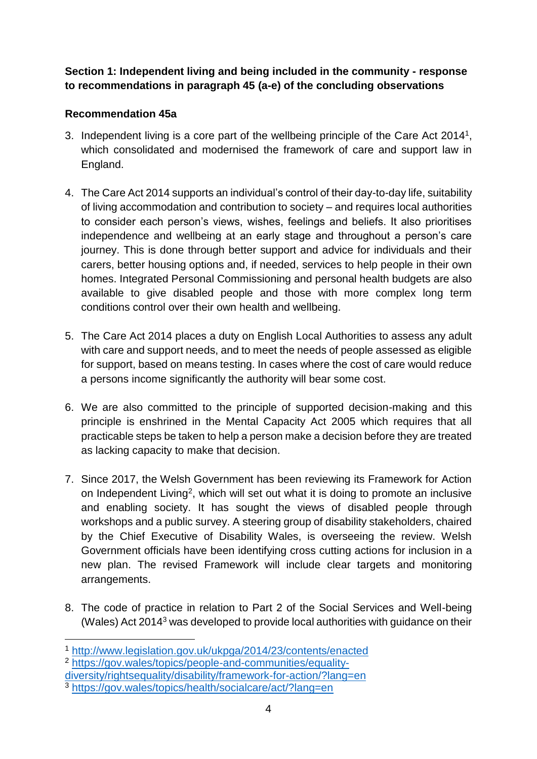**Section 1: Independent living and being included in the community - response to recommendations in paragraph 45 (a-e) of the concluding observations**

**Recommendation 45a**

3. Independent living is a core part of the wellbeing principle of the Care Act 2014[1], which consolidated and modernised the framework of care and support law in England.

4. The Care Act 2014 supports an individual's control of their day-to-day life, suitability of living accommodation and contribution to society – and requires local authorities to consider each person's views, wishes, feelings and beliefs. It also prioritises independence and wellbeing at an early stage and throughout a person's care journey. This is done through better support and advice for individuals and their carers, better housing options and, if needed, services to help people in their own homes. Integrated Personal Commissioning and personal health budgets are also available to give disabled people and those with more complex long term conditions control over their own health and wellbeing.

5. The Care Act 2014 places a duty on English Local Authorities to assess any adult with care and support needs, and to meet the needs of people assessed as eligible for support, based on means testing. In cases where the cost of care would reduce a persons income significantly the authority will bear some cost.

6. We are also committed to the principle of supported decision-making and this principle is enshrined in the Mental Capacity Act 2005 which requires that all practicable steps be taken to help a person make a decision before they are treated as lacking capacity to make that decision.

7. Since 2017, the Welsh Government has been reviewing its Framework for Action on Independent Living[2], which will set out what it is doing to promote an inclusive and enabling society. It has sought the views of disabled people through workshops and a public survey. A steering group of disability stakeholders, chaired by the Chief Executive of Disability Wales, is overseeing the review. Welsh Government officials have been identifying cross cutting actions for inclusion in a new plan. The revised Framework will include clear targets and monitoring arrangements.

8. The code of practice in relation to Part 2 of the Social Services and Well-being (Wales) Act 2014[3] was developed to provide local authorities with guidance on their

---

[1] http://www.legislation.gov.uk/ukpga/2014/23/contents/enacted

[2] https://gov.wales/topics/people-and-communities/equality-diversity/rightsequality/disability/framework-for-action/?lang=en

[3] https://gov.wales/topics/health/socialcare/act/?lang=en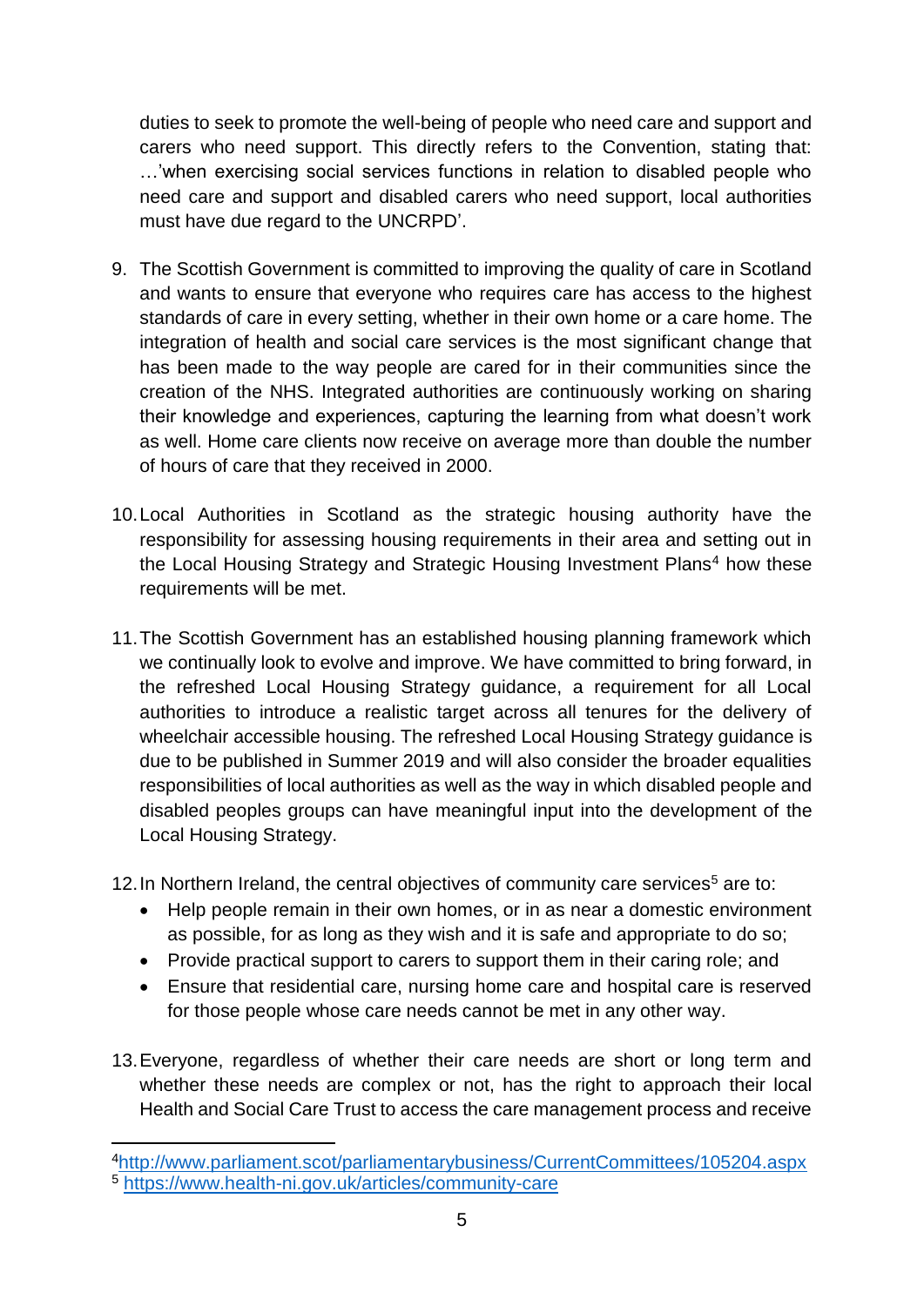duties to seek to promote the well-being of people who need care and support and carers who need support. This directly refers to the Convention, stating that: …'when exercising social services functions in relation to disabled people who need care and support and disabled carers who need support, local authorities must have due regard to the UNCRPD'.

9. The Scottish Government is committed to improving the quality of care in Scotland and wants to ensure that everyone who requires care has access to the highest standards of care in every setting, whether in their own home or a care home. The integration of health and social care services is the most significant change that has been made to the way people are cared for in their communities since the creation of the NHS. Integrated authorities are continuously working on sharing their knowledge and experiences, capturing the learning from what doesn't work as well. Home care clients now receive on average more than double the number of hours of care that they received in 2000.

10. Local Authorities in Scotland as the strategic housing authority have the responsibility for assessing housing requirements in their area and setting out in the Local Housing Strategy and Strategic Housing Investment Plans[4] how these requirements will be met.

11. The Scottish Government has an established housing planning framework which we continually look to evolve and improve. We have committed to bring forward, in the refreshed Local Housing Strategy guidance, a requirement for all Local authorities to introduce a realistic target across all tenures for the delivery of wheelchair accessible housing. The refreshed Local Housing Strategy guidance is due to be published in Summer 2019 and will also consider the broader equalities responsibilities of local authorities as well as the way in which disabled people and disabled peoples groups can have meaningful input into the development of the Local Housing Strategy.

12. In Northern Ireland, the central objectives of community care services[5] are to:
    - Help people remain in their own homes, or in as near a domestic environment as possible, for as long as they wish and it is safe and appropriate to do so;
    - Provide practical support to carers to support them in their caring role; and
    - Ensure that residential care, nursing home care and hospital care is reserved for those people whose care needs cannot be met in any other way.

13. Everyone, regardless of whether their care needs are short or long term and whether these needs are complex or not, has the right to approach their local Health and Social Care Trust to access the care management process and receive

---

[4] http://www.parliament.scot/parliamentarybusiness/CurrentCommittees/105204.aspx
[5] https://www.health-ni.gov.uk/articles/community-care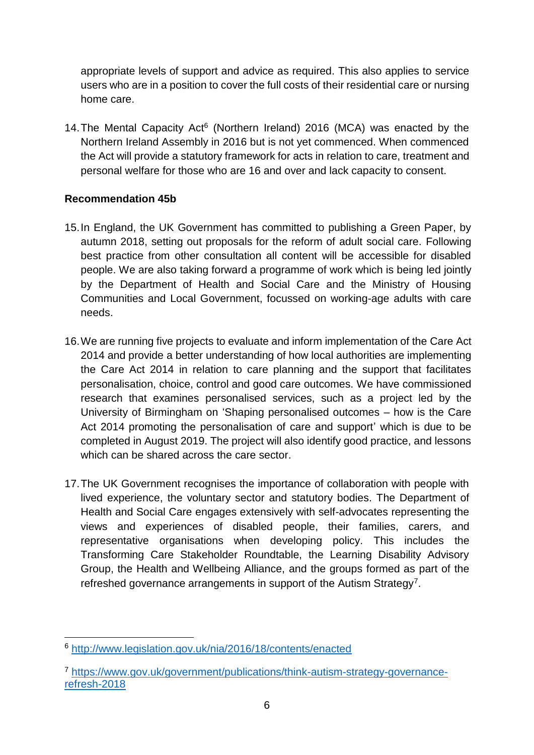appropriate levels of support and advice as required. This also applies to service users who are in a position to cover the full costs of their residential care or nursing home care.

14. The Mental Capacity Act[6] (Northern Ireland) 2016 (MCA) was enacted by the Northern Ireland Assembly in 2016 but is not yet commenced. When commenced the Act will provide a statutory framework for acts in relation to care, treatment and personal welfare for those who are 16 and over and lack capacity to consent.

**Recommendation 45b**

15. In England, the UK Government has committed to publishing a Green Paper, by autumn 2018, setting out proposals for the reform of adult social care. Following best practice from other consultation all content will be accessible for disabled people. We are also taking forward a programme of work which is being led jointly by the Department of Health and Social Care and the Ministry of Housing Communities and Local Government, focussed on working-age adults with care needs.

16. We are running five projects to evaluate and inform implementation of the Care Act 2014 and provide a better understanding of how local authorities are implementing the Care Act 2014 in relation to care planning and the support that facilitates personalisation, choice, control and good care outcomes. We have commissioned research that examines personalised services, such as a project led by the University of Birmingham on 'Shaping personalised outcomes – how is the Care Act 2014 promoting the personalisation of care and support' which is due to be completed in August 2019. The project will also identify good practice, and lessons which can be shared across the care sector.

17. The UK Government recognises the importance of collaboration with people with lived experience, the voluntary sector and statutory bodies. The Department of Health and Social Care engages extensively with self-advocates representing the views and experiences of disabled people, their families, carers, and representative organisations when developing policy. This includes the Transforming Care Stakeholder Roundtable, the Learning Disability Advisory Group, the Health and Wellbeing Alliance, and the groups formed as part of the refreshed governance arrangements in support of the Autism Strategy[7].

---

[6] http://www.legislation.gov.uk/nia/2016/18/contents/enacted

[7] https://www.gov.uk/government/publications/think-autism-strategy-governance-refresh-2018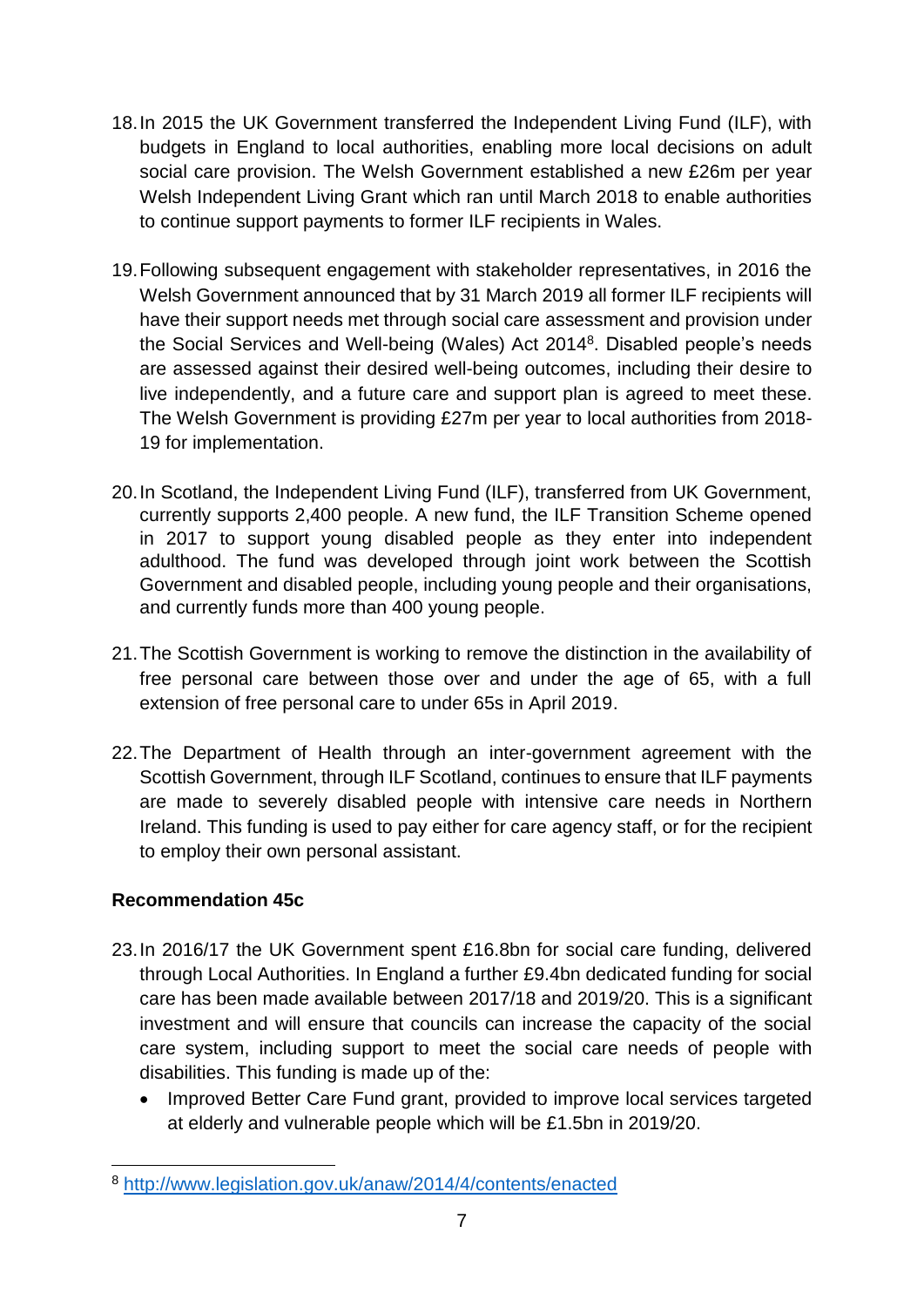18. In 2015 the UK Government transferred the Independent Living Fund (ILF), with budgets in England to local authorities, enabling more local decisions on adult social care provision. The Welsh Government established a new £26m per year Welsh Independent Living Grant which ran until March 2018 to enable authorities to continue support payments to former ILF recipients in Wales.

19. Following subsequent engagement with stakeholder representatives, in 2016 the Welsh Government announced that by 31 March 2019 all former ILF recipients will have their support needs met through social care assessment and provision under the Social Services and Well-being (Wales) Act 2014[8]. Disabled people's needs are assessed against their desired well-being outcomes, including their desire to live independently, and a future care and support plan is agreed to meet these. The Welsh Government is providing £27m per year to local authorities from 2018-19 for implementation.

20. In Scotland, the Independent Living Fund (ILF), transferred from UK Government, currently supports 2,400 people. A new fund, the ILF Transition Scheme opened in 2017 to support young disabled people as they enter into independent adulthood. The fund was developed through joint work between the Scottish Government and disabled people, including young people and their organisations, and currently funds more than 400 young people.

21. The Scottish Government is working to remove the distinction in the availability of free personal care between those over and under the age of 65, with a full extension of free personal care to under 65s in April 2019.

22. The Department of Health through an inter-government agreement with the Scottish Government, through ILF Scotland, continues to ensure that ILF payments are made to severely disabled people with intensive care needs in Northern Ireland. This funding is used to pay either for care agency staff, or for the recipient to employ their own personal assistant.

**Recommendation 45c**

23. In 2016/17 the UK Government spent £16.8bn for social care funding, delivered through Local Authorities. In England a further £9.4bn dedicated funding for social care has been made available between 2017/18 and 2019/20. This is a significant investment and will ensure that councils can increase the capacity of the social care system, including support to meet the social care needs of people with disabilities. This funding is made up of the:
    - Improved Better Care Fund grant, provided to improve local services targeted at elderly and vulnerable people which will be £1.5bn in 2019/20.

---

[8] http://www.legislation.gov.uk/anaw/2014/4/contents/enacted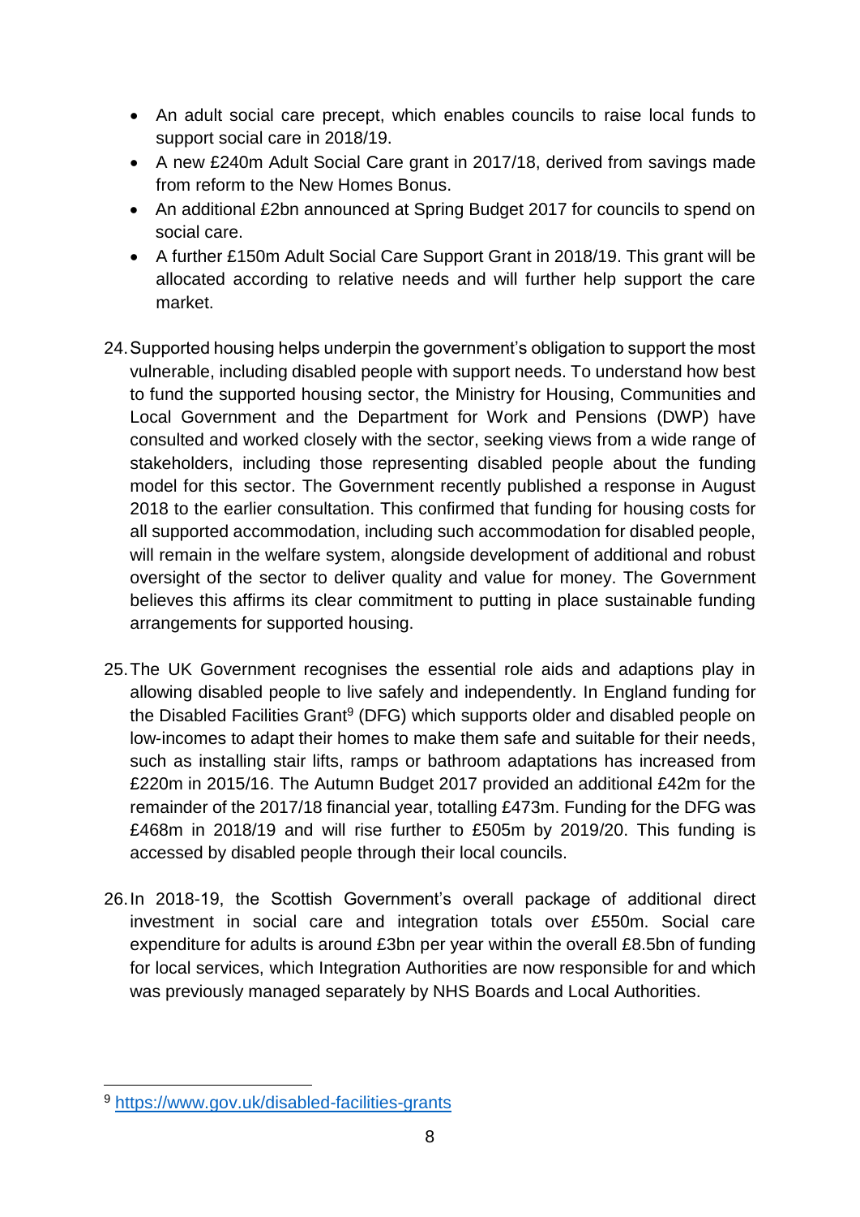- An adult social care precept, which enables councils to raise local funds to support social care in 2018/19.
- A new £240m Adult Social Care grant in 2017/18, derived from savings made from reform to the New Homes Bonus.
- An additional £2bn announced at Spring Budget 2017 for councils to spend on social care.
- A further £150m Adult Social Care Support Grant in 2018/19. This grant will be allocated according to relative needs and will further help support the care market.

24. Supported housing helps underpin the government's obligation to support the most vulnerable, including disabled people with support needs. To understand how best to fund the supported housing sector, the Ministry for Housing, Communities and Local Government and the Department for Work and Pensions (DWP) have consulted and worked closely with the sector, seeking views from a wide range of stakeholders, including those representing disabled people about the funding model for this sector. The Government recently published a response in August 2018 to the earlier consultation. This confirmed that funding for housing costs for all supported accommodation, including such accommodation for disabled people, will remain in the welfare system, alongside development of additional and robust oversight of the sector to deliver quality and value for money. The Government believes this affirms its clear commitment to putting in place sustainable funding arrangements for supported housing.

25. The UK Government recognises the essential role aids and adaptions play in allowing disabled people to live safely and independently. In England funding for the Disabled Facilities Grant[9] (DFG) which supports older and disabled people on low-incomes to adapt their homes to make them safe and suitable for their needs, such as installing stair lifts, ramps or bathroom adaptations has increased from £220m in 2015/16. The Autumn Budget 2017 provided an additional £42m for the remainder of the 2017/18 financial year, totalling £473m. Funding for the DFG was £468m in 2018/19 and will rise further to £505m by 2019/20. This funding is accessed by disabled people through their local councils.

26. In 2018-19, the Scottish Government's overall package of additional direct investment in social care and integration totals over £550m. Social care expenditure for adults is around £3bn per year within the overall £8.5bn of funding for local services, which Integration Authorities are now responsible for and which was previously managed separately by NHS Boards and Local Authorities.

---

[9] https://www.gov.uk/disabled-facilities-grants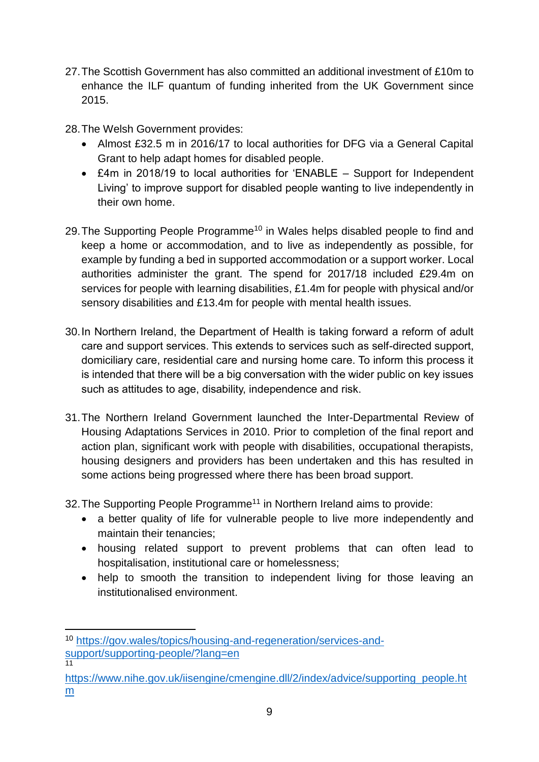27. The Scottish Government has also committed an additional investment of £10m to enhance the ILF quantum of funding inherited from the UK Government since 2015.

28. The Welsh Government provides:
    - Almost £32.5 m in 2016/17 to local authorities for DFG via a General Capital Grant to help adapt homes for disabled people.
    - £4m in 2018/19 to local authorities for 'ENABLE – Support for Independent Living' to improve support for disabled people wanting to live independently in their own home.

29. The Supporting People Programme[10] in Wales helps disabled people to find and keep a home or accommodation, and to live as independently as possible, for example by funding a bed in supported accommodation or a support worker. Local authorities administer the grant. The spend for 2017/18 included £29.4m on services for people with learning disabilities, £1.4m for people with physical and/or sensory disabilities and £13.4m for people with mental health issues.

30. In Northern Ireland, the Department of Health is taking forward a reform of adult care and support services. This extends to services such as self-directed support, domiciliary care, residential care and nursing home care. To inform this process it is intended that there will be a big conversation with the wider public on key issues such as attitudes to age, disability, independence and risk.

31. The Northern Ireland Government launched the Inter-Departmental Review of Housing Adaptations Services in 2010. Prior to completion of the final report and action plan, significant work with people with disabilities, occupational therapists, housing designers and providers has been undertaken and this has resulted in some actions being progressed where there has been broad support.

32. The Supporting People Programme[11] in Northern Ireland aims to provide:
    - a better quality of life for vulnerable people to live more independently and maintain their tenancies;
    - housing related support to prevent problems that can often lead to hospitalisation, institutional care or homelessness;
    - help to smooth the transition to independent living for those leaving an institutionalised environment.

---

[10] https://gov.wales/topics/housing-and-regeneration/services-and-support/supporting-people/?lang=en

[11] https://www.nihe.gov.uk/iisengine/cmengine.dll/2/index/advice/supporting_people.htm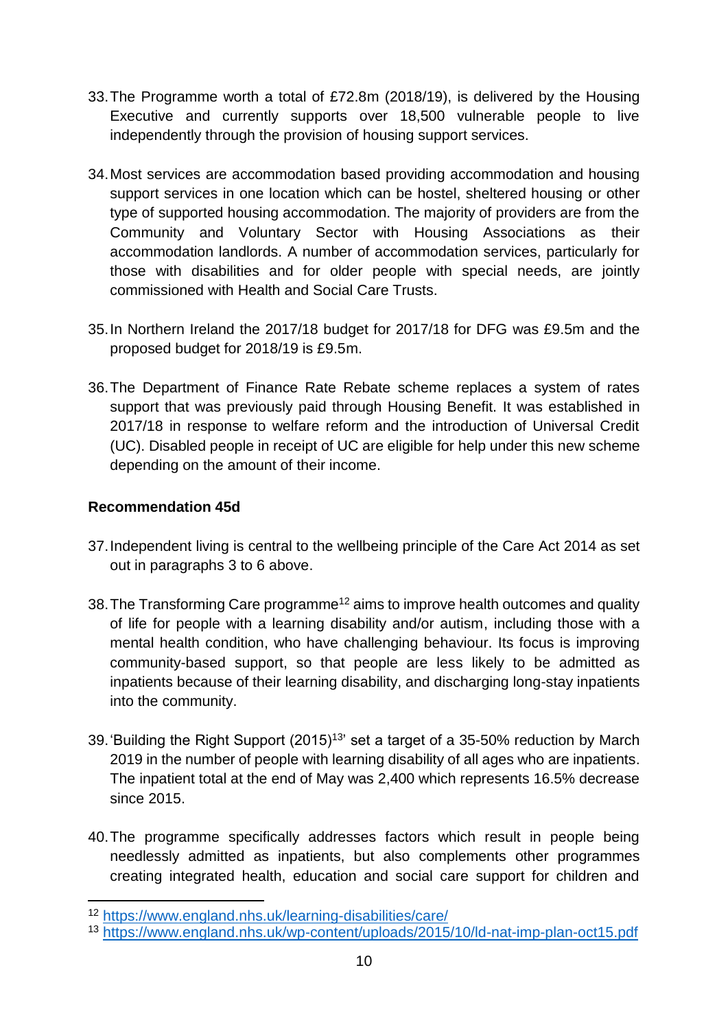33. The Programme worth a total of £72.8m (2018/19), is delivered by the Housing Executive and currently supports over 18,500 vulnerable people to live independently through the provision of housing support services.

34. Most services are accommodation based providing accommodation and housing support services in one location which can be hostel, sheltered housing or other type of supported housing accommodation. The majority of providers are from the Community and Voluntary Sector with Housing Associations as their accommodation landlords. A number of accommodation services, particularly for those with disabilities and for older people with special needs, are jointly commissioned with Health and Social Care Trusts.

35. In Northern Ireland the 2017/18 budget for 2017/18 for DFG was £9.5m and the proposed budget for 2018/19 is £9.5m.

36. The Department of Finance Rate Rebate scheme replaces a system of rates support that was previously paid through Housing Benefit. It was established in 2017/18 in response to welfare reform and the introduction of Universal Credit (UC). Disabled people in receipt of UC are eligible for help under this new scheme depending on the amount of their income.

**Recommendation 45d**

37. Independent living is central to the wellbeing principle of the Care Act 2014 as set out in paragraphs 3 to 6 above.

38. The Transforming Care programme[12] aims to improve health outcomes and quality of life for people with a learning disability and/or autism, including those with a mental health condition, who have challenging behaviour. Its focus is improving community-based support, so that people are less likely to be admitted as inpatients because of their learning disability, and discharging long-stay inpatients into the community.

39. 'Building the Right Support (2015)[13]' set a target of a 35-50% reduction by March 2019 in the number of people with learning disability of all ages who are inpatients. The inpatient total at the end of May was 2,400 which represents 16.5% decrease since 2015.

40. The programme specifically addresses factors which result in people being needlessly admitted as inpatients, but also complements other programmes creating integrated health, education and social care support for children and

[12] https://www.england.nhs.uk/learning-disabilities/care/

[13] https://www.england.nhs.uk/wp-content/uploads/2015/10/ld-nat-imp-plan-oct15.pdf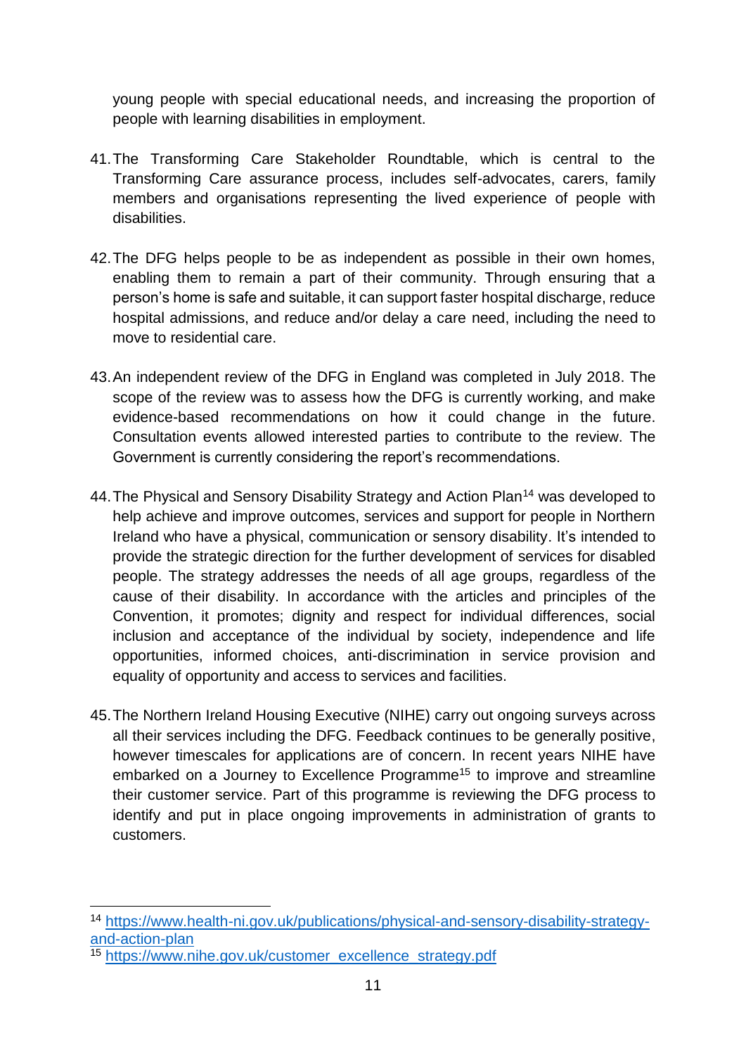young people with special educational needs, and increasing the proportion of people with learning disabilities in employment.

41. The Transforming Care Stakeholder Roundtable, which is central to the Transforming Care assurance process, includes self-advocates, carers, family members and organisations representing the lived experience of people with disabilities.

42. The DFG helps people to be as independent as possible in their own homes, enabling them to remain a part of their community. Through ensuring that a person's home is safe and suitable, it can support faster hospital discharge, reduce hospital admissions, and reduce and/or delay a care need, including the need to move to residential care.

43. An independent review of the DFG in England was completed in July 2018. The scope of the review was to assess how the DFG is currently working, and make evidence-based recommendations on how it could change in the future. Consultation events allowed interested parties to contribute to the review. The Government is currently considering the report's recommendations.

44. The Physical and Sensory Disability Strategy and Action Plan[14] was developed to help achieve and improve outcomes, services and support for people in Northern Ireland who have a physical, communication or sensory disability. It's intended to provide the strategic direction for the further development of services for disabled people. The strategy addresses the needs of all age groups, regardless of the cause of their disability. In accordance with the articles and principles of the Convention, it promotes; dignity and respect for individual differences, social inclusion and acceptance of the individual by society, independence and life opportunities, informed choices, anti-discrimination in service provision and equality of opportunity and access to services and facilities.

45. The Northern Ireland Housing Executive (NIHE) carry out ongoing surveys across all their services including the DFG. Feedback continues to be generally positive, however timescales for applications are of concern. In recent years NIHE have embarked on a Journey to Excellence Programme[15] to improve and streamline their customer service. Part of this programme is reviewing the DFG process to identify and put in place ongoing improvements in administration of grants to customers.

---

[14] https://www.health-ni.gov.uk/publications/physical-and-sensory-disability-strategy-and-action-plan

[15] https://www.nihe.gov.uk/customer_excellence_strategy.pdf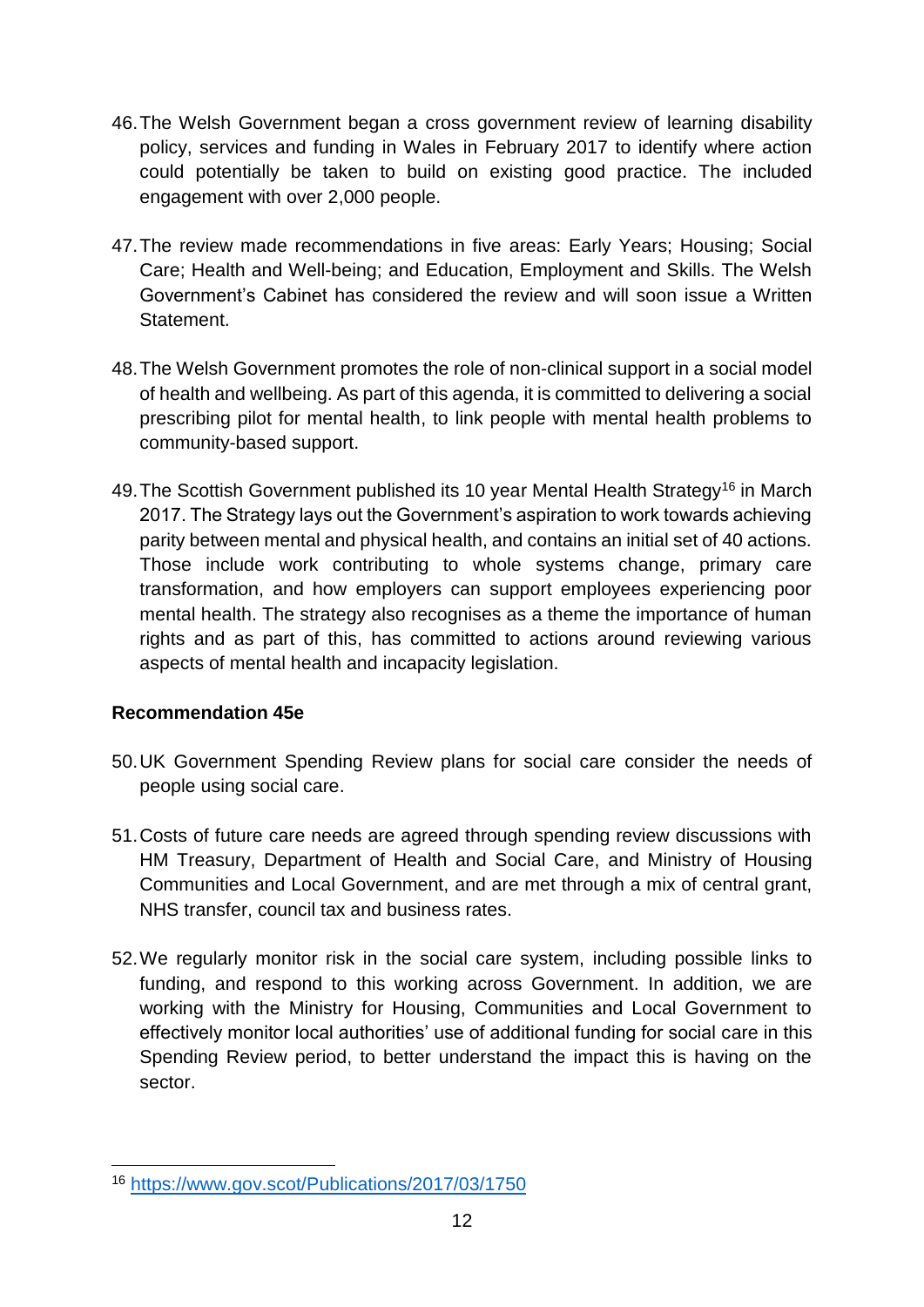46. The Welsh Government began a cross government review of learning disability policy, services and funding in Wales in February 2017 to identify where action could potentially be taken to build on existing good practice. The included engagement with over 2,000 people.

47. The review made recommendations in five areas: Early Years; Housing; Social Care; Health and Well-being; and Education, Employment and Skills. The Welsh Government's Cabinet has considered the review and will soon issue a Written Statement.

48. The Welsh Government promotes the role of non-clinical support in a social model of health and wellbeing. As part of this agenda, it is committed to delivering a social prescribing pilot for mental health, to link people with mental health problems to community-based support.

49. The Scottish Government published its 10 year Mental Health Strategy[16] in March 2017. The Strategy lays out the Government's aspiration to work towards achieving parity between mental and physical health, and contains an initial set of 40 actions. Those include work contributing to whole systems change, primary care transformation, and how employers can support employees experiencing poor mental health. The strategy also recognises as a theme the importance of human rights and as part of this, has committed to actions around reviewing various aspects of mental health and incapacity legislation.

**Recommendation 45e**

50. UK Government Spending Review plans for social care consider the needs of people using social care.

51. Costs of future care needs are agreed through spending review discussions with HM Treasury, Department of Health and Social Care, and Ministry of Housing Communities and Local Government, and are met through a mix of central grant, NHS transfer, council tax and business rates.

52. We regularly monitor risk in the social care system, including possible links to funding, and respond to this working across Government. In addition, we are working with the Ministry for Housing, Communities and Local Government to effectively monitor local authorities' use of additional funding for social care in this Spending Review period, to better understand the impact this is having on the sector.

---

[16] https://www.gov.scot/Publications/2017/03/1750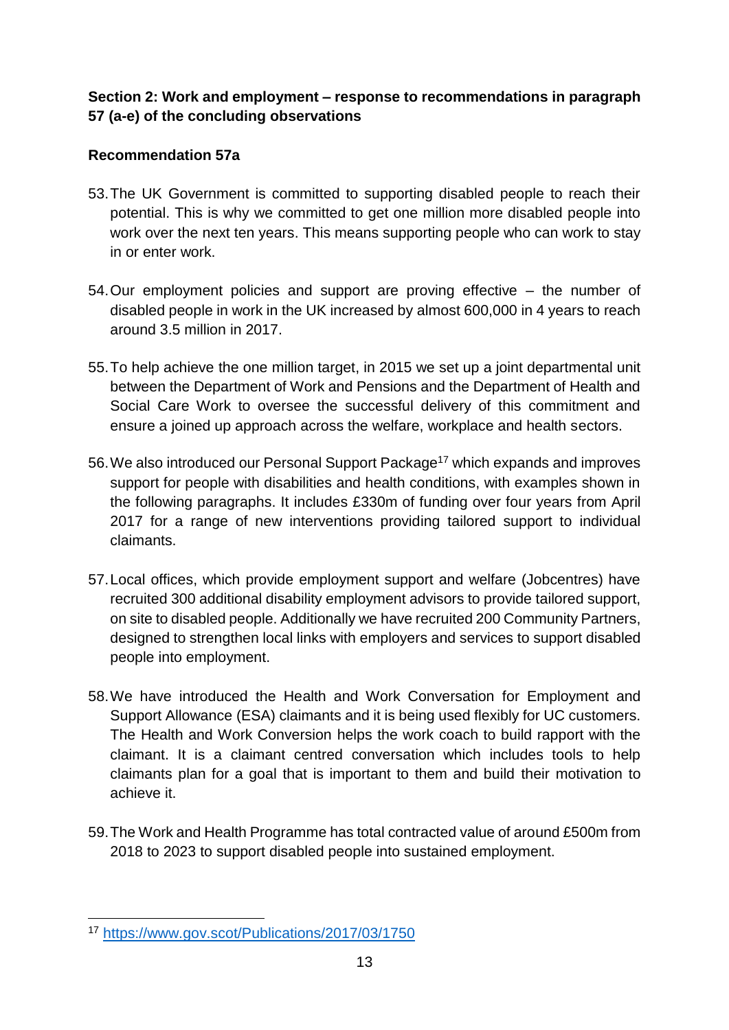**Section 2: Work and employment – response to recommendations in paragraph 57 (a-e) of the concluding observations**

**Recommendation 57a**

53. The UK Government is committed to supporting disabled people to reach their potential. This is why we committed to get one million more disabled people into work over the next ten years. This means supporting people who can work to stay in or enter work.

54. Our employment policies and support are proving effective – the number of disabled people in work in the UK increased by almost 600,000 in 4 years to reach around 3.5 million in 2017.

55. To help achieve the one million target, in 2015 we set up a joint departmental unit between the Department of Work and Pensions and the Department of Health and Social Care Work to oversee the successful delivery of this commitment and ensure a joined up approach across the welfare, workplace and health sectors.

56. We also introduced our Personal Support Package[17] which expands and improves support for people with disabilities and health conditions, with examples shown in the following paragraphs. It includes £330m of funding over four years from April 2017 for a range of new interventions providing tailored support to individual claimants.

57. Local offices, which provide employment support and welfare (Jobcentres) have recruited 300 additional disability employment advisors to provide tailored support, on site to disabled people. Additionally we have recruited 200 Community Partners, designed to strengthen local links with employers and services to support disabled people into employment.

58. We have introduced the Health and Work Conversation for Employment and Support Allowance (ESA) claimants and it is being used flexibly for UC customers. The Health and Work Conversion helps the work coach to build rapport with the claimant. It is a claimant centred conversation which includes tools to help claimants plan for a goal that is important to them and build their motivation to achieve it.

59. The Work and Health Programme has total contracted value of around £500m from 2018 to 2023 to support disabled people into sustained employment.

---

[17] https://www.gov.scot/Publications/2017/03/1750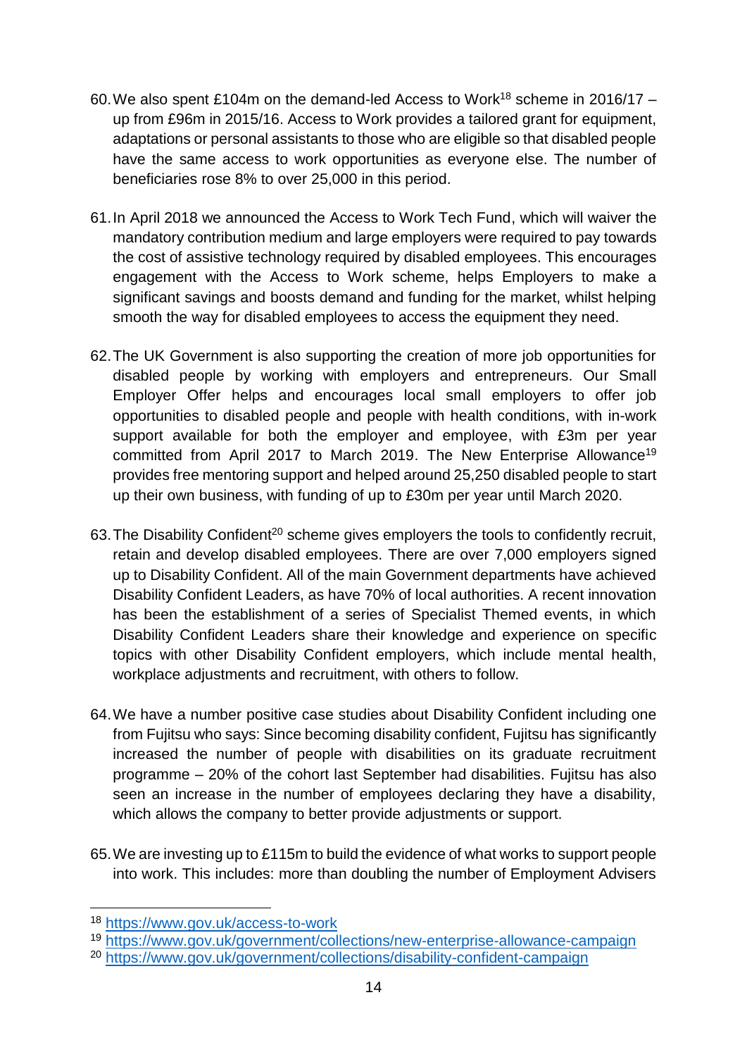60. We also spent £104m on the demand-led Access to Work[18] scheme in 2016/17 – up from £96m in 2015/16. Access to Work provides a tailored grant for equipment, adaptations or personal assistants to those who are eligible so that disabled people have the same access to work opportunities as everyone else. The number of beneficiaries rose 8% to over 25,000 in this period.

61. In April 2018 we announced the Access to Work Tech Fund, which will waiver the mandatory contribution medium and large employers were required to pay towards the cost of assistive technology required by disabled employees. This encourages engagement with the Access to Work scheme, helps Employers to make a significant savings and boosts demand and funding for the market, whilst helping smooth the way for disabled employees to access the equipment they need.

62. The UK Government is also supporting the creation of more job opportunities for disabled people by working with employers and entrepreneurs. Our Small Employer Offer helps and encourages local small employers to offer job opportunities to disabled people and people with health conditions, with in-work support available for both the employer and employee, with £3m per year committed from April 2017 to March 2019. The New Enterprise Allowance[19] provides free mentoring support and helped around 25,250 disabled people to start up their own business, with funding of up to £30m per year until March 2020.

63. The Disability Confident[20] scheme gives employers the tools to confidently recruit, retain and develop disabled employees. There are over 7,000 employers signed up to Disability Confident. All of the main Government departments have achieved Disability Confident Leaders, as have 70% of local authorities. A recent innovation has been the establishment of a series of Specialist Themed events, in which Disability Confident Leaders share their knowledge and experience on specific topics with other Disability Confident employers, which include mental health, workplace adjustments and recruitment, with others to follow.

64. We have a number positive case studies about Disability Confident including one from Fujitsu who says: Since becoming disability confident, Fujitsu has significantly increased the number of people with disabilities on its graduate recruitment programme – 20% of the cohort last September had disabilities. Fujitsu has also seen an increase in the number of employees declaring they have a disability, which allows the company to better provide adjustments or support.

65. We are investing up to £115m to build the evidence of what works to support people into work. This includes: more than doubling the number of Employment Advisers

---

[18] https://www.gov.uk/access-to-work

[19] https://www.gov.uk/government/collections/new-enterprise-allowance-campaign

[20] https://www.gov.uk/government/collections/disability-confident-campaign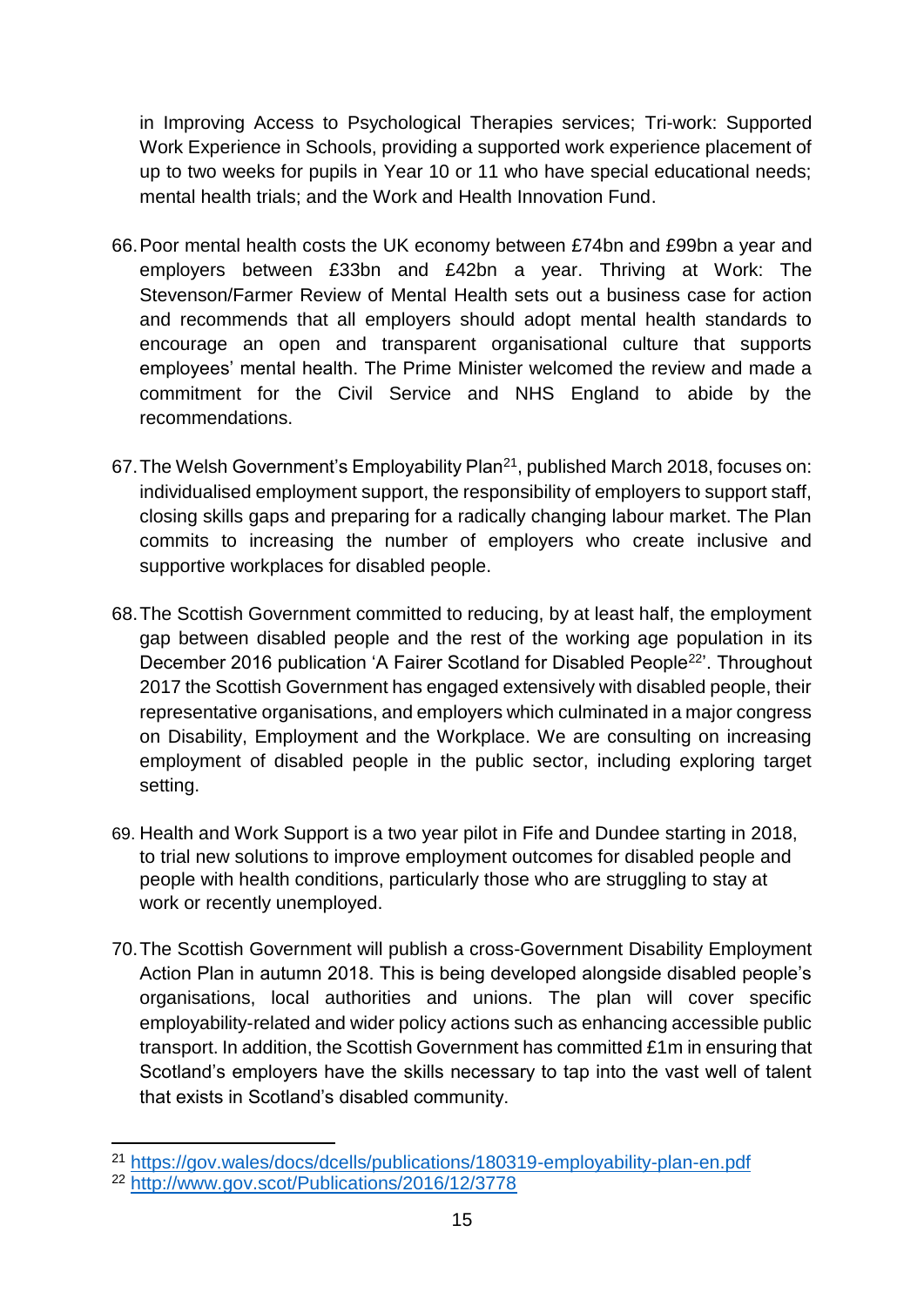in Improving Access to Psychological Therapies services; Tri-work: Supported Work Experience in Schools, providing a supported work experience placement of up to two weeks for pupils in Year 10 or 11 who have special educational needs; mental health trials; and the Work and Health Innovation Fund.

66. Poor mental health costs the UK economy between £74bn and £99bn a year and employers between £33bn and £42bn a year. Thriving at Work: The Stevenson/Farmer Review of Mental Health sets out a business case for action and recommends that all employers should adopt mental health standards to encourage an open and transparent organisational culture that supports employees' mental health. The Prime Minister welcomed the review and made a commitment for the Civil Service and NHS England to abide by the recommendations.

67. The Welsh Government's Employability Plan[21], published March 2018, focuses on: individualised employment support, the responsibility of employers to support staff, closing skills gaps and preparing for a radically changing labour market. The Plan commits to increasing the number of employers who create inclusive and supportive workplaces for disabled people.

68. The Scottish Government committed to reducing, by at least half, the employment gap between disabled people and the rest of the working age population in its December 2016 publication 'A Fairer Scotland for Disabled People[22]'. Throughout 2017 the Scottish Government has engaged extensively with disabled people, their representative organisations, and employers which culminated in a major congress on Disability, Employment and the Workplace. We are consulting on increasing employment of disabled people in the public sector, including exploring target setting.

69. Health and Work Support is a two year pilot in Fife and Dundee starting in 2018, to trial new solutions to improve employment outcomes for disabled people and people with health conditions, particularly those who are struggling to stay at work or recently unemployed.

70. The Scottish Government will publish a cross-Government Disability Employment Action Plan in autumn 2018. This is being developed alongside disabled people's organisations, local authorities and unions. The plan will cover specific employability-related and wider policy actions such as enhancing accessible public transport. In addition, the Scottish Government has committed £1m in ensuring that Scotland's employers have the skills necessary to tap into the vast well of talent that exists in Scotland's disabled community.

---

[21] https://gov.wales/docs/dcells/publications/180319-employability-plan-en.pdf

[22] http://www.gov.scot/Publications/2016/12/3778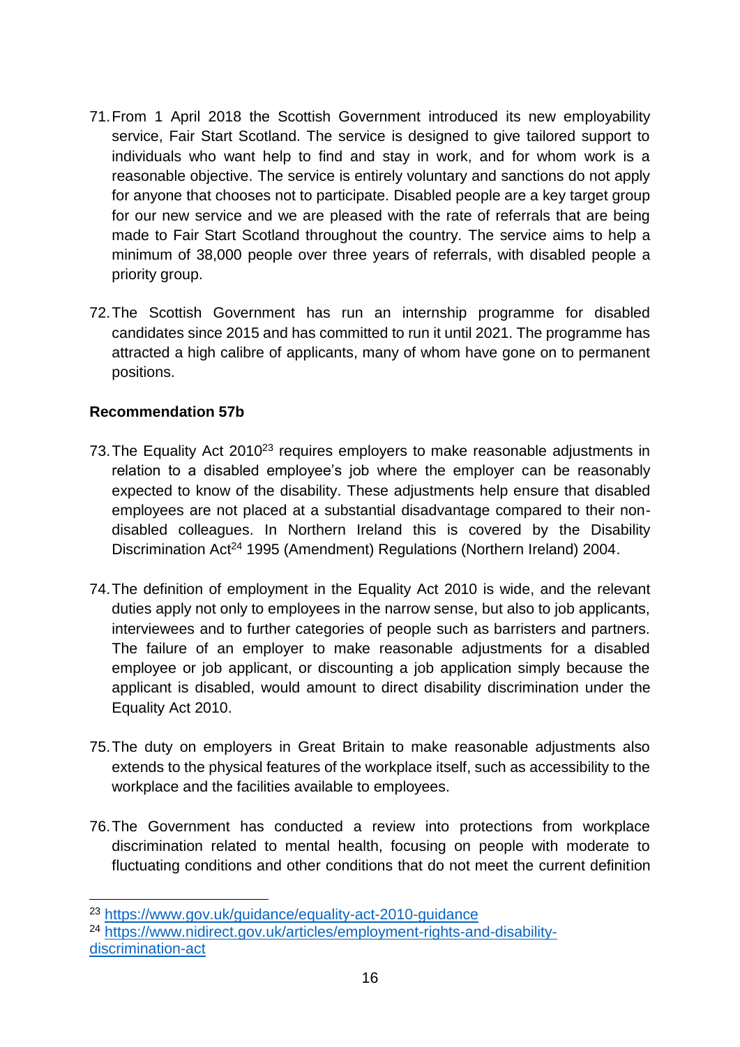71. From 1 April 2018 the Scottish Government introduced its new employability service, Fair Start Scotland. The service is designed to give tailored support to individuals who want help to find and stay in work, and for whom work is a reasonable objective. The service is entirely voluntary and sanctions do not apply for anyone that chooses not to participate. Disabled people are a key target group for our new service and we are pleased with the rate of referrals that are being made to Fair Start Scotland throughout the country. The service aims to help a minimum of 38,000 people over three years of referrals, with disabled people a priority group.

72. The Scottish Government has run an internship programme for disabled candidates since 2015 and has committed to run it until 2021. The programme has attracted a high calibre of applicants, many of whom have gone on to permanent positions.

**Recommendation 57b**

73. The Equality Act 2010[23] requires employers to make reasonable adjustments in relation to a disabled employee's job where the employer can be reasonably expected to know of the disability. These adjustments help ensure that disabled employees are not placed at a substantial disadvantage compared to their non-disabled colleagues. In Northern Ireland this is covered by the Disability Discrimination Act[24] 1995 (Amendment) Regulations (Northern Ireland) 2004.

74. The definition of employment in the Equality Act 2010 is wide, and the relevant duties apply not only to employees in the narrow sense, but also to job applicants, interviewees and to further categories of people such as barristers and partners. The failure of an employer to make reasonable adjustments for a disabled employee or job applicant, or discounting a job application simply because the applicant is disabled, would amount to direct disability discrimination under the Equality Act 2010.

75. The duty on employers in Great Britain to make reasonable adjustments also extends to the physical features of the workplace itself, such as accessibility to the workplace and the facilities available to employees.

76. The Government has conducted a review into protections from workplace discrimination related to mental health, focusing on people with moderate to fluctuating conditions and other conditions that do not meet the current definition

[23] https://www.gov.uk/guidance/equality-act-2010-guidance

[24] https://www.nidirect.gov.uk/articles/employment-rights-and-disability-discrimination-act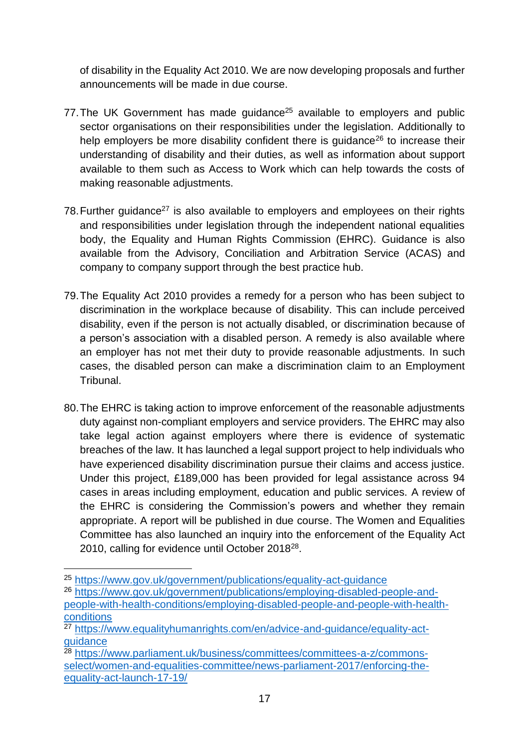of disability in the Equality Act 2010. We are now developing proposals and further announcements will be made in due course.

77. The UK Government has made guidance[25] available to employers and public sector organisations on their responsibilities under the legislation. Additionally to help employers be more disability confident there is guidance[26] to increase their understanding of disability and their duties, as well as information about support available to them such as Access to Work which can help towards the costs of making reasonable adjustments.

78. Further guidance[27] is also available to employers and employees on their rights and responsibilities under legislation through the independent national equalities body, the Equality and Human Rights Commission (EHRC). Guidance is also available from the Advisory, Conciliation and Arbitration Service (ACAS) and company to company support through the best practice hub.

79. The Equality Act 2010 provides a remedy for a person who has been subject to discrimination in the workplace because of disability. This can include perceived disability, even if the person is not actually disabled, or discrimination because of a person's association with a disabled person. A remedy is also available where an employer has not met their duty to provide reasonable adjustments. In such cases, the disabled person can make a discrimination claim to an Employment Tribunal.

80. The EHRC is taking action to improve enforcement of the reasonable adjustments duty against non-compliant employers and service providers. The EHRC may also take legal action against employers where there is evidence of systematic breaches of the law. It has launched a legal support project to help individuals who have experienced disability discrimination pursue their claims and access justice. Under this project, £189,000 has been provided for legal assistance across 94 cases in areas including employment, education and public services. A review of the EHRC is considering the Commission's powers and whether they remain appropriate. A report will be published in due course. The Women and Equalities Committee has also launched an inquiry into the enforcement of the Equality Act 2010, calling for evidence until October 2018[28].

---

[25] https://www.gov.uk/government/publications/equality-act-guidance

[26] https://www.gov.uk/government/publications/employing-disabled-people-and-people-with-health-conditions/employing-disabled-people-and-people-with-health-conditions

[27] https://www.equalityhumanrights.com/en/advice-and-guidance/equality-act-guidance

[28] https://www.parliament.uk/business/committees/committees-a-z/commons-select/women-and-equalities-committee/news-parliament-2017/enforcing-the-equality-act-launch-17-19/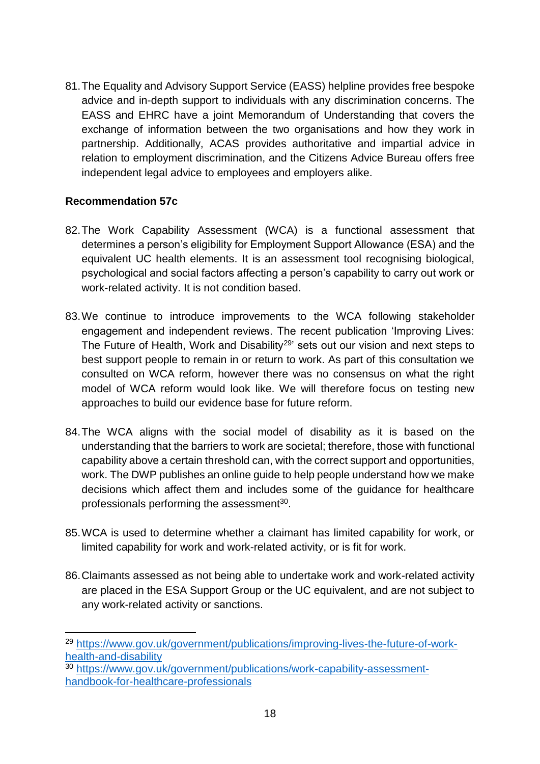81. The Equality and Advisory Support Service (EASS) helpline provides free bespoke advice and in-depth support to individuals with any discrimination concerns. The EASS and EHRC have a joint Memorandum of Understanding that covers the exchange of information between the two organisations and how they work in partnership. Additionally, ACAS provides authoritative and impartial advice in relation to employment discrimination, and the Citizens Advice Bureau offers free independent legal advice to employees and employers alike.

**Recommendation 57c**

82. The Work Capability Assessment (WCA) is a functional assessment that determines a person's eligibility for Employment Support Allowance (ESA) and the equivalent UC health elements. It is an assessment tool recognising biological, psychological and social factors affecting a person's capability to carry out work or work-related activity. It is not condition based.

83. We continue to introduce improvements to the WCA following stakeholder engagement and independent reviews. The recent publication 'Improving Lives: The Future of Health, Work and Disability[29]' sets out our vision and next steps to best support people to remain in or return to work. As part of this consultation we consulted on WCA reform, however there was no consensus on what the right model of WCA reform would look like. We will therefore focus on testing new approaches to build our evidence base for future reform.

84. The WCA aligns with the social model of disability as it is based on the understanding that the barriers to work are societal; therefore, those with functional capability above a certain threshold can, with the correct support and opportunities, work. The DWP publishes an online guide to help people understand how we make decisions which affect them and includes some of the guidance for healthcare professionals performing the assessment[30].

85. WCA is used to determine whether a claimant has limited capability for work, or limited capability for work and work-related activity, or is fit for work.

86. Claimants assessed as not being able to undertake work and work-related activity are placed in the ESA Support Group or the UC equivalent, and are not subject to any work-related activity or sanctions.

---

[29] https://www.gov.uk/government/publications/improving-lives-the-future-of-work-health-and-disability

[30] https://www.gov.uk/government/publications/work-capability-assessment-handbook-for-healthcare-professionals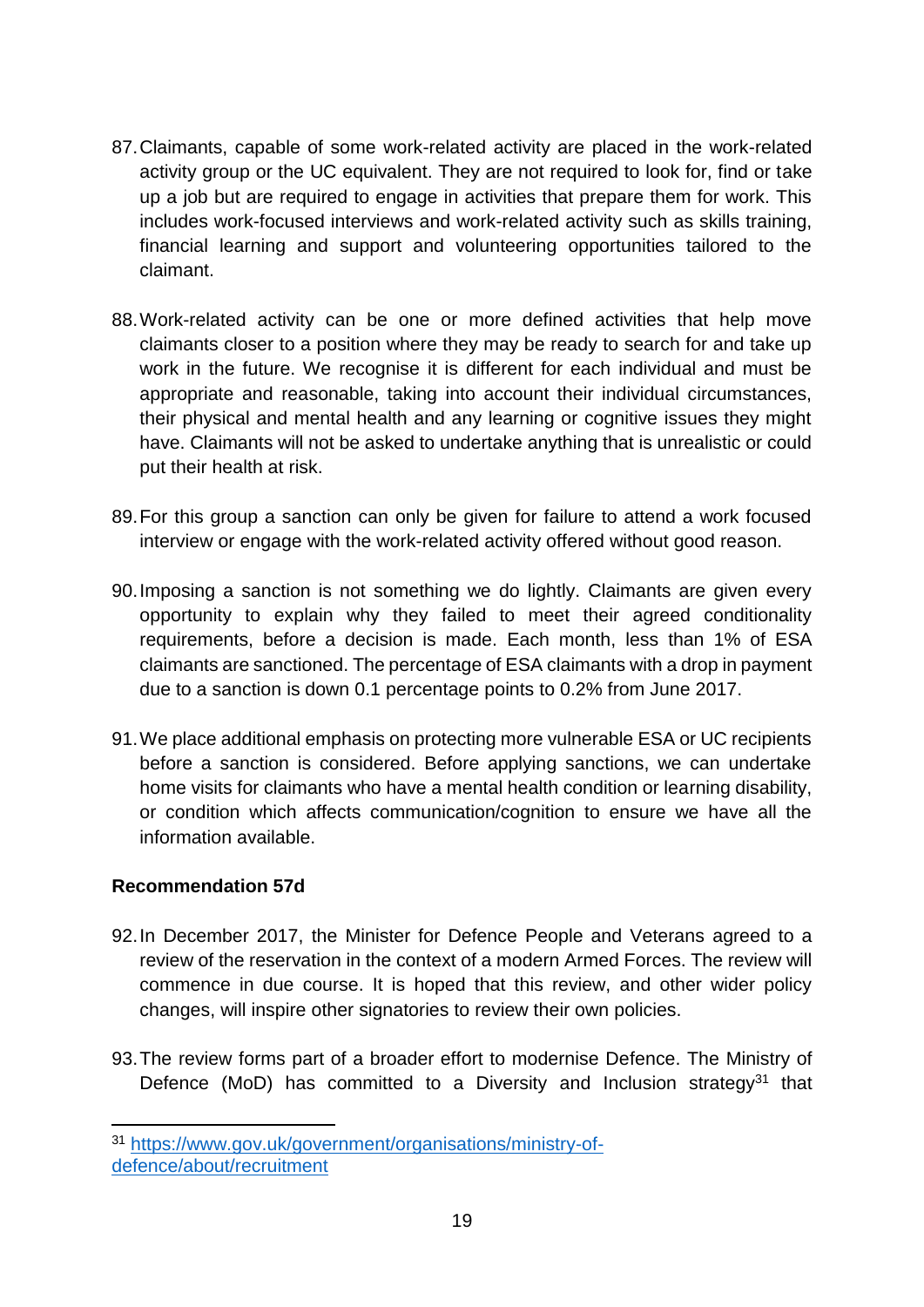87. Claimants, capable of some work-related activity are placed in the work-related activity group or the UC equivalent. They are not required to look for, find or take up a job but are required to engage in activities that prepare them for work. This includes work-focused interviews and work-related activity such as skills training, financial learning and support and volunteering opportunities tailored to the claimant.

88. Work-related activity can be one or more defined activities that help move claimants closer to a position where they may be ready to search for and take up work in the future. We recognise it is different for each individual and must be appropriate and reasonable, taking into account their individual circumstances, their physical and mental health and any learning or cognitive issues they might have. Claimants will not be asked to undertake anything that is unrealistic or could put their health at risk.

89. For this group a sanction can only be given for failure to attend a work focused interview or engage with the work-related activity offered without good reason.

90. Imposing a sanction is not something we do lightly. Claimants are given every opportunity to explain why they failed to meet their agreed conditionality requirements, before a decision is made. Each month, less than 1% of ESA claimants are sanctioned. The percentage of ESA claimants with a drop in payment due to a sanction is down 0.1 percentage points to 0.2% from June 2017.

91. We place additional emphasis on protecting more vulnerable ESA or UC recipients before a sanction is considered. Before applying sanctions, we can undertake home visits for claimants who have a mental health condition or learning disability, or condition which affects communication/cognition to ensure we have all the information available.

**Recommendation 57d**

92. In December 2017, the Minister for Defence People and Veterans agreed to a review of the reservation in the context of a modern Armed Forces. The review will commence in due course. It is hoped that this review, and other wider policy changes, will inspire other signatories to review their own policies.

93. The review forms part of a broader effort to modernise Defence. The Ministry of Defence (MoD) has committed to a Diversity and Inclusion strategy[31] that

[31] https://www.gov.uk/government/organisations/ministry-of-defence/about/recruitment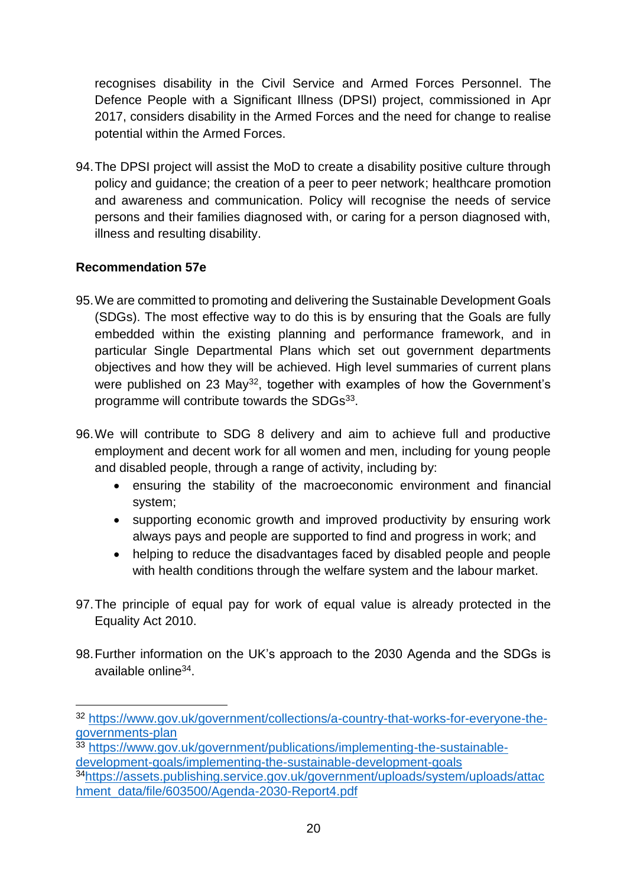recognises disability in the Civil Service and Armed Forces Personnel. The Defence People with a Significant Illness (DPSI) project, commissioned in Apr 2017, considers disability in the Armed Forces and the need for change to realise potential within the Armed Forces.

94. The DPSI project will assist the MoD to create a disability positive culture through policy and guidance; the creation of a peer to peer network; healthcare promotion and awareness and communication. Policy will recognise the needs of service persons and their families diagnosed with, or caring for a person diagnosed with, illness and resulting disability.

**Recommendation 57e**

95. We are committed to promoting and delivering the Sustainable Development Goals (SDGs). The most effective way to do this is by ensuring that the Goals are fully embedded within the existing planning and performance framework, and in particular Single Departmental Plans which set out government departments objectives and how they will be achieved. High level summaries of current plans were published on 23 May[32], together with examples of how the Government's programme will contribute towards the SDGs[33].

96. We will contribute to SDG 8 delivery and aim to achieve full and productive employment and decent work for all women and men, including for young people and disabled people, through a range of activity, including by:
    - ensuring the stability of the macroeconomic environment and financial system;
    - supporting economic growth and improved productivity by ensuring work always pays and people are supported to find and progress in work; and
    - helping to reduce the disadvantages faced by disabled people and people with health conditions through the welfare system and the labour market.

97. The principle of equal pay for work of equal value is already protected in the Equality Act 2010.

98. Further information on the UK's approach to the 2030 Agenda and the SDGs is available online[34].

---

[32] https://www.gov.uk/government/collections/a-country-that-works-for-everyone-the-governments-plan

[33] https://www.gov.uk/government/publications/implementing-the-sustainable-development-goals/implementing-the-sustainable-development-goals

[34] https://assets.publishing.service.gov.uk/government/uploads/system/uploads/attachment_data/file/603500/Agenda-2030-Report4.pdf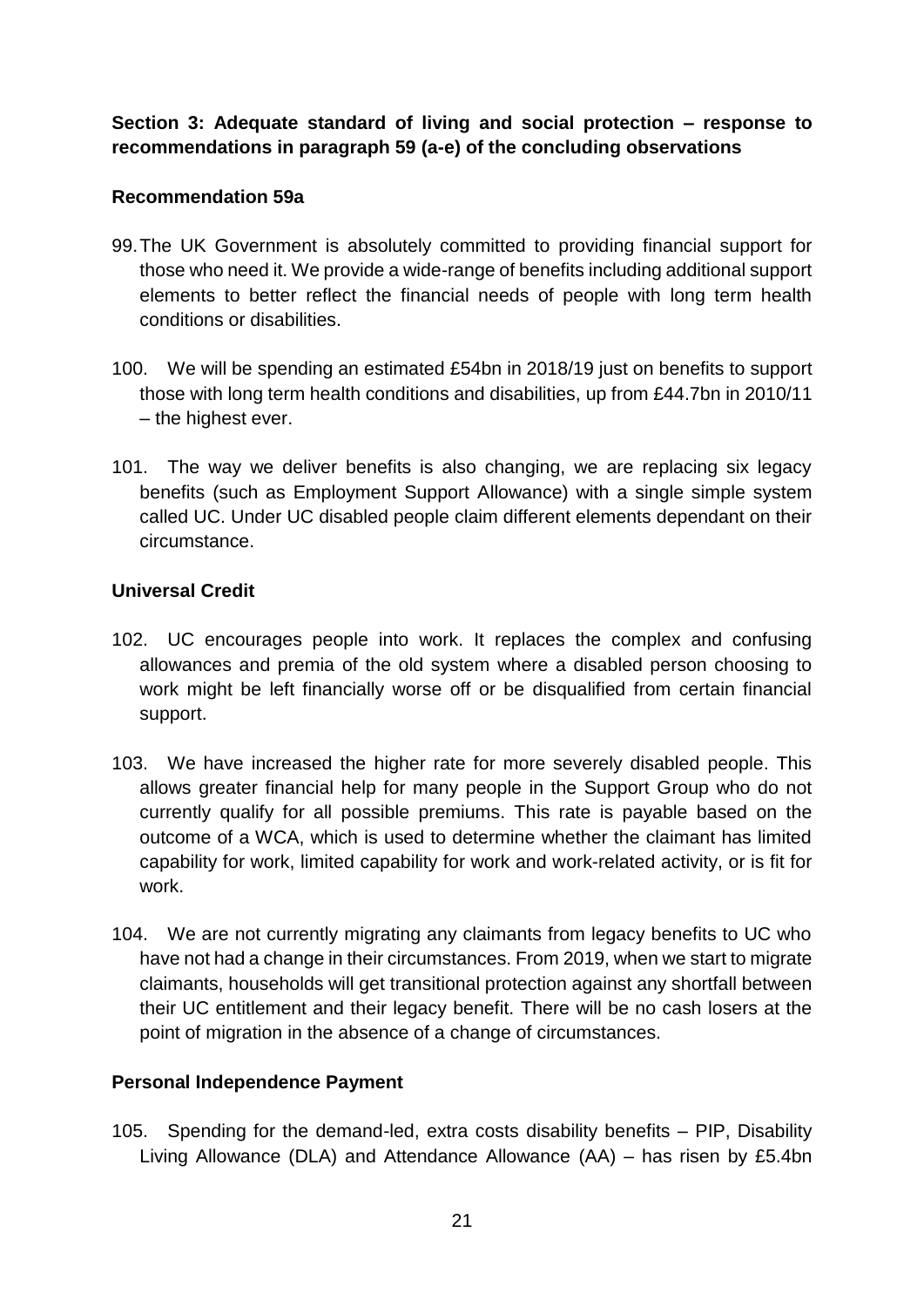**Section 3: Adequate standard of living and social protection – response to recommendations in paragraph 59 (a-e) of the concluding observations**

**Recommendation 59a**

99. The UK Government is absolutely committed to providing financial support for those who need it. We provide a wide-range of benefits including additional support elements to better reflect the financial needs of people with long term health conditions or disabilities.

100. We will be spending an estimated £54bn in 2018/19 just on benefits to support those with long term health conditions and disabilities, up from £44.7bn in 2010/11 – the highest ever.

101. The way we deliver benefits is also changing, we are replacing six legacy benefits (such as Employment Support Allowance) with a single simple system called UC. Under UC disabled people claim different elements dependant on their circumstance.

**Universal Credit**

102. UC encourages people into work. It replaces the complex and confusing allowances and premia of the old system where a disabled person choosing to work might be left financially worse off or be disqualified from certain financial support.

103. We have increased the higher rate for more severely disabled people. This allows greater financial help for many people in the Support Group who do not currently qualify for all possible premiums. This rate is payable based on the outcome of a WCA, which is used to determine whether the claimant has limited capability for work, limited capability for work and work-related activity, or is fit for work.

104. We are not currently migrating any claimants from legacy benefits to UC who have not had a change in their circumstances. From 2019, when we start to migrate claimants, households will get transitional protection against any shortfall between their UC entitlement and their legacy benefit. There will be no cash losers at the point of migration in the absence of a change of circumstances.

**Personal Independence Payment**

105. Spending for the demand-led, extra costs disability benefits – PIP, Disability Living Allowance (DLA) and Attendance Allowance (AA) – has risen by £5.4bn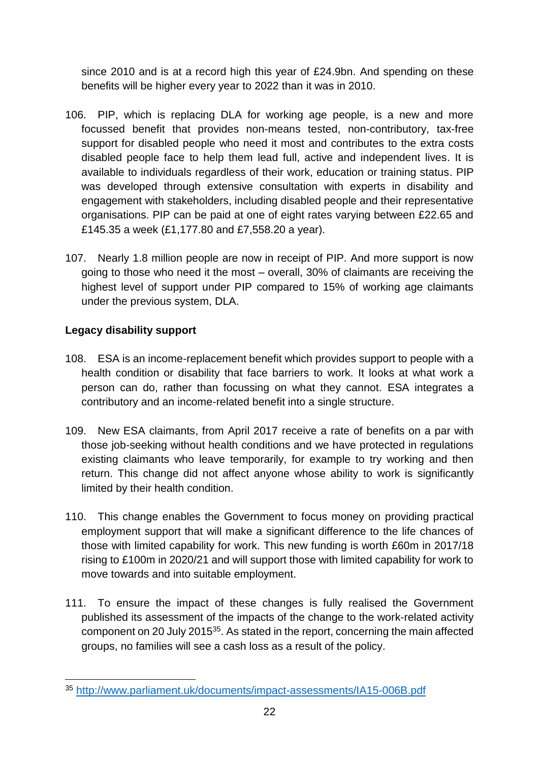since 2010 and is at a record high this year of £24.9bn. And spending on these benefits will be higher every year to 2022 than it was in 2010.

106. PIP, which is replacing DLA for working age people, is a new and more focussed benefit that provides non-means tested, non-contributory, tax-free support for disabled people who need it most and contributes to the extra costs disabled people face to help them lead full, active and independent lives. It is available to individuals regardless of their work, education or training status. PIP was developed through extensive consultation with experts in disability and engagement with stakeholders, including disabled people and their representative organisations. PIP can be paid at one of eight rates varying between £22.65 and £145.35 a week (£1,177.80 and £7,558.20 a year).

107. Nearly 1.8 million people are now in receipt of PIP. And more support is now going to those who need it the most – overall, 30% of claimants are receiving the highest level of support under PIP compared to 15% of working age claimants under the previous system, DLA.

**Legacy disability support**

108. ESA is an income-replacement benefit which provides support to people with a health condition or disability that face barriers to work. It looks at what work a person can do, rather than focussing on what they cannot. ESA integrates a contributory and an income-related benefit into a single structure.

109. New ESA claimants, from April 2017 receive a rate of benefits on a par with those job-seeking without health conditions and we have protected in regulations existing claimants who leave temporarily, for example to try working and then return. This change did not affect anyone whose ability to work is significantly limited by their health condition.

110. This change enables the Government to focus money on providing practical employment support that will make a significant difference to the life chances of those with limited capability for work. This new funding is worth £60m in 2017/18 rising to £100m in 2020/21 and will support those with limited capability for work to move towards and into suitable employment.

111. To ensure the impact of these changes is fully realised the Government published its assessment of the impacts of the change to the work-related activity component on 20 July 2015[35]. As stated in the report, concerning the main affected groups, no families will see a cash loss as a result of the policy.

---

[35] http://www.parliament.uk/documents/impact-assessments/IA15-006B.pdf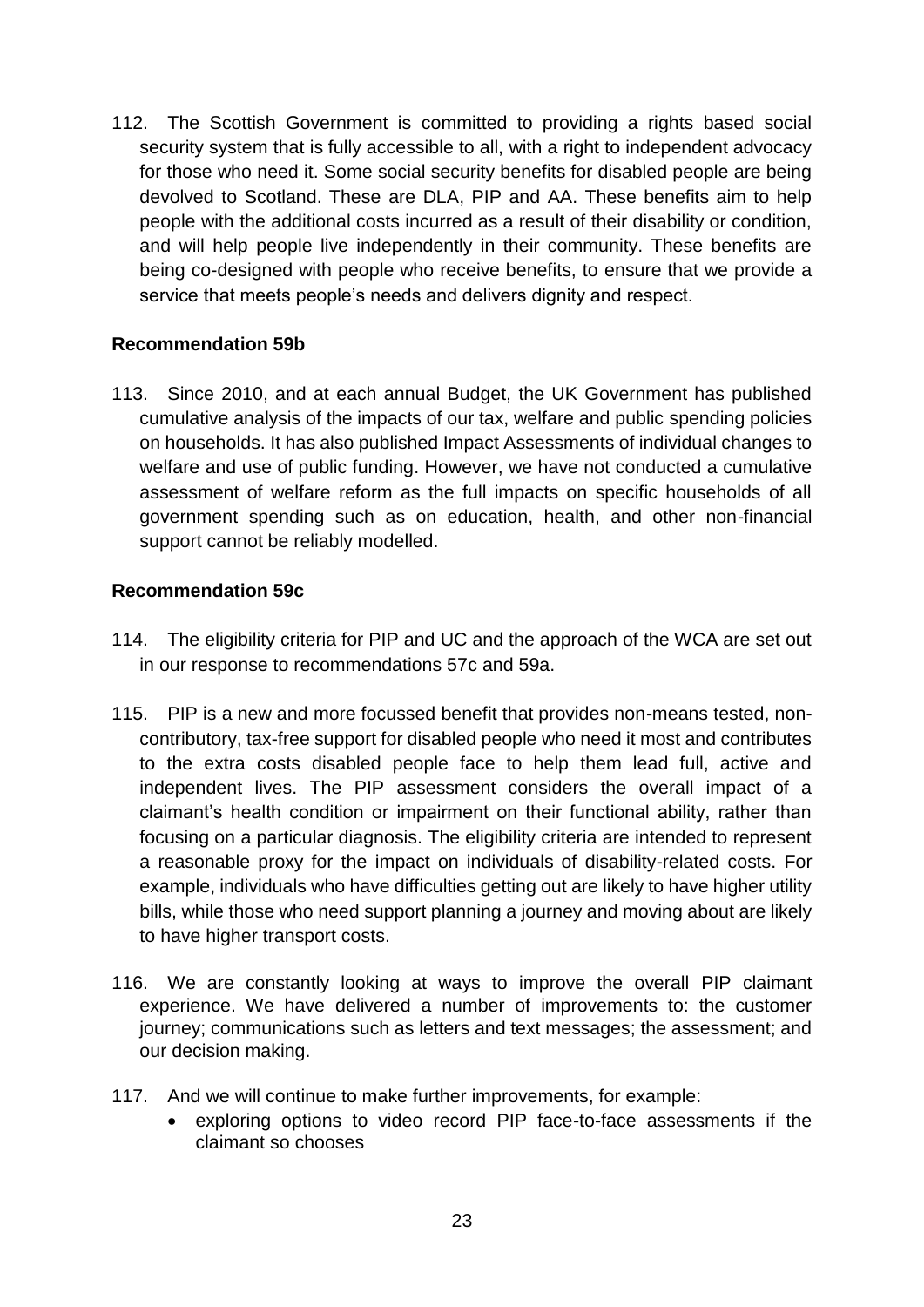112. The Scottish Government is committed to providing a rights based social security system that is fully accessible to all, with a right to independent advocacy for those who need it. Some social security benefits for disabled people are being devolved to Scotland. These are DLA, PIP and AA. These benefits aim to help people with the additional costs incurred as a result of their disability or condition, and will help people live independently in their community. These benefits are being co-designed with people who receive benefits, to ensure that we provide a service that meets people's needs and delivers dignity and respect.

**Recommendation 59b**

113. Since 2010, and at each annual Budget, the UK Government has published cumulative analysis of the impacts of our tax, welfare and public spending policies on households. It has also published Impact Assessments of individual changes to welfare and use of public funding. However, we have not conducted a cumulative assessment of welfare reform as the full impacts on specific households of all government spending such as on education, health, and other non-financial support cannot be reliably modelled.

**Recommendation 59c**

114. The eligibility criteria for PIP and UC and the approach of the WCA are set out in our response to recommendations 57c and 59a.

115. PIP is a new and more focussed benefit that provides non-means tested, non-contributory, tax-free support for disabled people who need it most and contributes to the extra costs disabled people face to help them lead full, active and independent lives. The PIP assessment considers the overall impact of a claimant's health condition or impairment on their functional ability, rather than focusing on a particular diagnosis. The eligibility criteria are intended to represent a reasonable proxy for the impact on individuals of disability-related costs. For example, individuals who have difficulties getting out are likely to have higher utility bills, while those who need support planning a journey and moving about are likely to have higher transport costs.

116. We are constantly looking at ways to improve the overall PIP claimant experience. We have delivered a number of improvements to: the customer journey; communications such as letters and text messages; the assessment; and our decision making.

117. And we will continue to make further improvements, for example:
   - exploring options to video record PIP face-to-face assessments if the claimant so chooses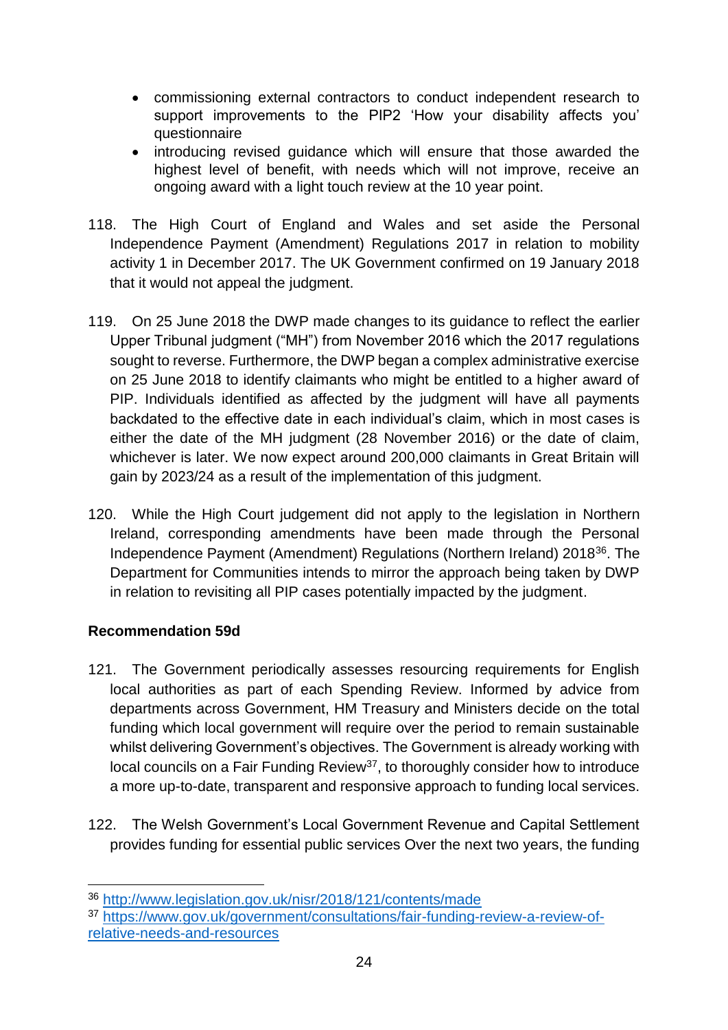- commissioning external contractors to conduct independent research to support improvements to the PIP2 'How your disability affects you' questionnaire
- introducing revised guidance which will ensure that those awarded the highest level of benefit, with needs which will not improve, receive an ongoing award with a light touch review at the 10 year point.

118. The High Court of England and Wales and set aside the Personal Independence Payment (Amendment) Regulations 2017 in relation to mobility activity 1 in December 2017. The UK Government confirmed on 19 January 2018 that it would not appeal the judgment.

119. On 25 June 2018 the DWP made changes to its guidance to reflect the earlier Upper Tribunal judgment ("MH") from November 2016 which the 2017 regulations sought to reverse. Furthermore, the DWP began a complex administrative exercise on 25 June 2018 to identify claimants who might be entitled to a higher award of PIP. Individuals identified as affected by the judgment will have all payments backdated to the effective date in each individual's claim, which in most cases is either the date of the MH judgment (28 November 2016) or the date of claim, whichever is later. We now expect around 200,000 claimants in Great Britain will gain by 2023/24 as a result of the implementation of this judgment.

120. While the High Court judgement did not apply to the legislation in Northern Ireland, corresponding amendments have been made through the Personal Independence Payment (Amendment) Regulations (Northern Ireland) 2018[36]. The Department for Communities intends to mirror the approach being taken by DWP in relation to revisiting all PIP cases potentially impacted by the judgment.

**Recommendation 59d**

121. The Government periodically assesses resourcing requirements for English local authorities as part of each Spending Review. Informed by advice from departments across Government, HM Treasury and Ministers decide on the total funding which local government will require over the period to remain sustainable whilst delivering Government's objectives. The Government is already working with local councils on a Fair Funding Review[37], to thoroughly consider how to introduce a more up-to-date, transparent and responsive approach to funding local services.

122. The Welsh Government's Local Government Revenue and Capital Settlement provides funding for essential public services Over the next two years, the funding

[36] http://www.legislation.gov.uk/nisr/2018/121/contents/made

[37] https://www.gov.uk/government/consultations/fair-funding-review-a-review-of-relative-needs-and-resources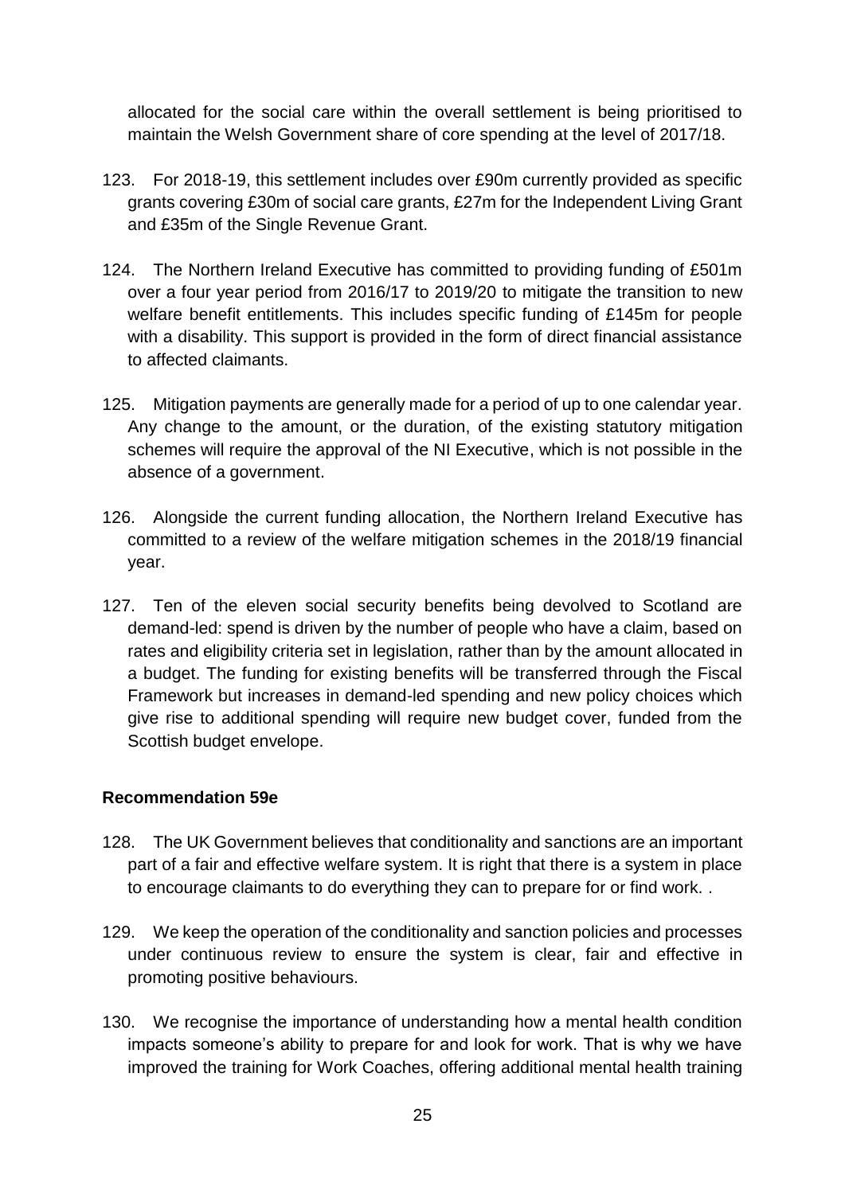allocated for the social care within the overall settlement is being prioritised to maintain the Welsh Government share of core spending at the level of 2017/18.

123. For 2018-19, this settlement includes over £90m currently provided as specific grants covering £30m of social care grants, £27m for the Independent Living Grant and £35m of the Single Revenue Grant.

124. The Northern Ireland Executive has committed to providing funding of £501m over a four year period from 2016/17 to 2019/20 to mitigate the transition to new welfare benefit entitlements. This includes specific funding of £145m for people with a disability. This support is provided in the form of direct financial assistance to affected claimants.

125. Mitigation payments are generally made for a period of up to one calendar year. Any change to the amount, or the duration, of the existing statutory mitigation schemes will require the approval of the NI Executive, which is not possible in the absence of a government.

126. Alongside the current funding allocation, the Northern Ireland Executive has committed to a review of the welfare mitigation schemes in the 2018/19 financial year.

127. Ten of the eleven social security benefits being devolved to Scotland are demand-led: spend is driven by the number of people who have a claim, based on rates and eligibility criteria set in legislation, rather than by the amount allocated in a budget. The funding for existing benefits will be transferred through the Fiscal Framework but increases in demand-led spending and new policy choices which give rise to additional spending will require new budget cover, funded from the Scottish budget envelope.

**Recommendation 59e**

128. The UK Government believes that conditionality and sanctions are an important part of a fair and effective welfare system. It is right that there is a system in place to encourage claimants to do everything they can to prepare for or find work. .

129. We keep the operation of the conditionality and sanction policies and processes under continuous review to ensure the system is clear, fair and effective in promoting positive behaviours.

130. We recognise the importance of understanding how a mental health condition impacts someone's ability to prepare for and look for work. That is why we have improved the training for Work Coaches, offering additional mental health training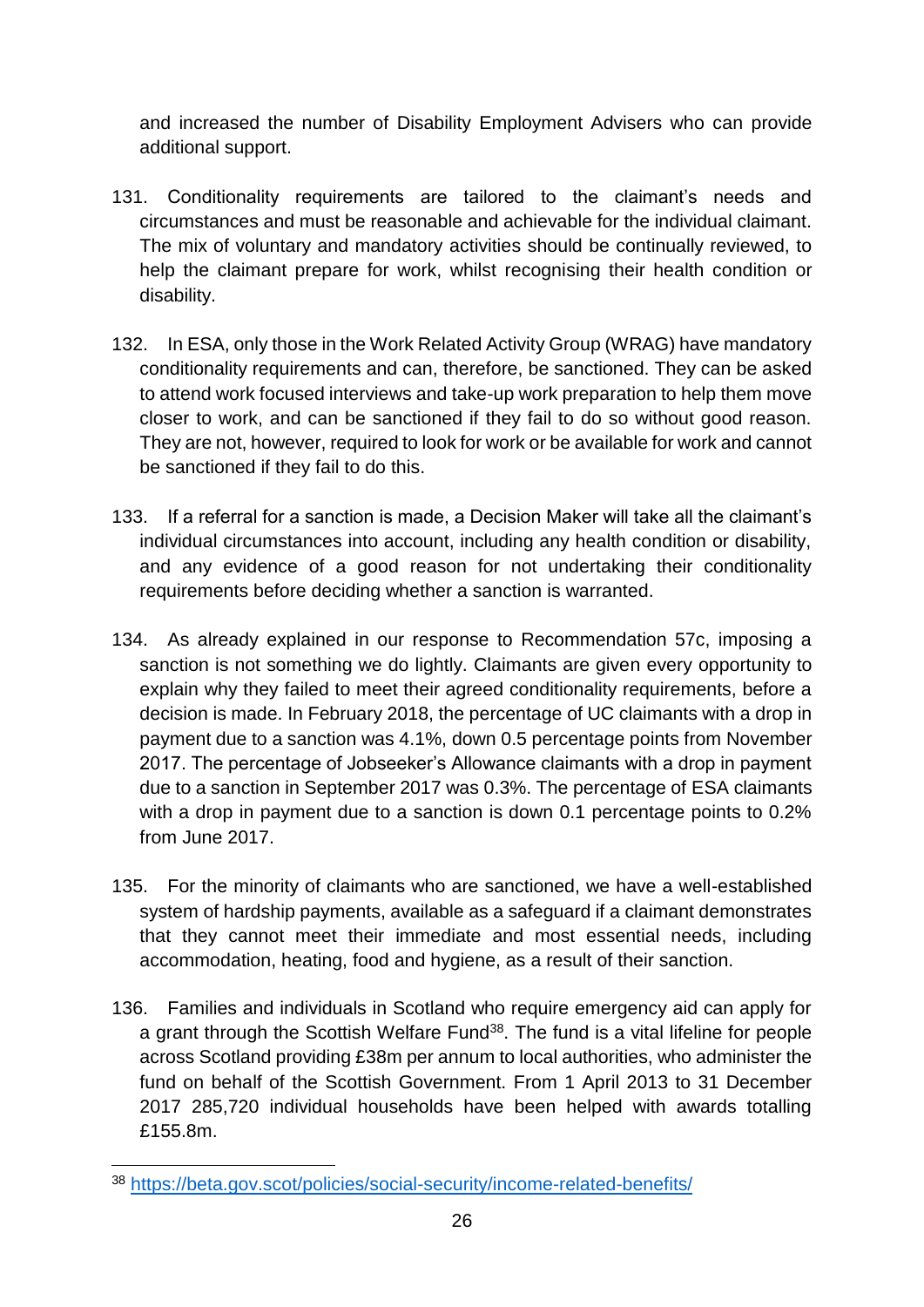and increased the number of Disability Employment Advisers who can provide additional support.

131. Conditionality requirements are tailored to the claimant's needs and circumstances and must be reasonable and achievable for the individual claimant. The mix of voluntary and mandatory activities should be continually reviewed, to help the claimant prepare for work, whilst recognising their health condition or disability.

132. In ESA, only those in the Work Related Activity Group (WRAG) have mandatory conditionality requirements and can, therefore, be sanctioned. They can be asked to attend work focused interviews and take-up work preparation to help them move closer to work, and can be sanctioned if they fail to do so without good reason. They are not, however, required to look for work or be available for work and cannot be sanctioned if they fail to do this.

133. If a referral for a sanction is made, a Decision Maker will take all the claimant's individual circumstances into account, including any health condition or disability, and any evidence of a good reason for not undertaking their conditionality requirements before deciding whether a sanction is warranted.

134. As already explained in our response to Recommendation 57c, imposing a sanction is not something we do lightly. Claimants are given every opportunity to explain why they failed to meet their agreed conditionality requirements, before a decision is made. In February 2018, the percentage of UC claimants with a drop in payment due to a sanction was 4.1%, down 0.5 percentage points from November 2017. The percentage of Jobseeker's Allowance claimants with a drop in payment due to a sanction in September 2017 was 0.3%. The percentage of ESA claimants with a drop in payment due to a sanction is down 0.1 percentage points to 0.2% from June 2017.

135. For the minority of claimants who are sanctioned, we have a well-established system of hardship payments, available as a safeguard if a claimant demonstrates that they cannot meet their immediate and most essential needs, including accommodation, heating, food and hygiene, as a result of their sanction.

136. Families and individuals in Scotland who require emergency aid can apply for a grant through the Scottish Welfare Fund[38]. The fund is a vital lifeline for people across Scotland providing £38m per annum to local authorities, who administer the fund on behalf of the Scottish Government. From 1 April 2013 to 31 December 2017 285,720 individual households have been helped with awards totalling £155.8m.

---

[38] https://beta.gov.scot/policies/social-security/income-related-benefits/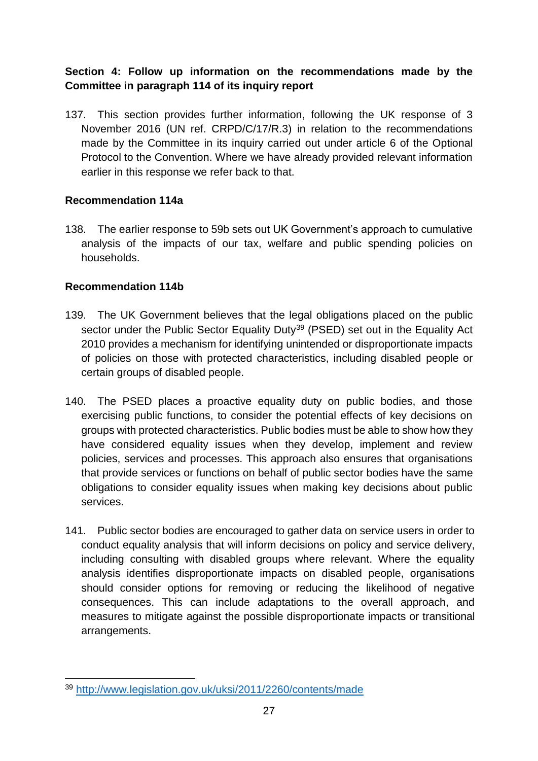**Section 4: Follow up information on the recommendations made by the Committee in paragraph 114 of its inquiry report**

137. This section provides further information, following the UK response of 3 November 2016 (UN ref. CRPD/C/17/R.3) in relation to the recommendations made by the Committee in its inquiry carried out under article 6 of the Optional Protocol to the Convention. Where we have already provided relevant information earlier in this response we refer back to that.

**Recommendation 114a**

138. The earlier response to 59b sets out UK Government's approach to cumulative analysis of the impacts of our tax, welfare and public spending policies on households.

**Recommendation 114b**

139. The UK Government believes that the legal obligations placed on the public sector under the Public Sector Equality Duty[39] (PSED) set out in the Equality Act 2010 provides a mechanism for identifying unintended or disproportionate impacts of policies on those with protected characteristics, including disabled people or certain groups of disabled people.

140. The PSED places a proactive equality duty on public bodies, and those exercising public functions, to consider the potential effects of key decisions on groups with protected characteristics. Public bodies must be able to show how they have considered equality issues when they develop, implement and review policies, services and processes. This approach also ensures that organisations that provide services or functions on behalf of public sector bodies have the same obligations to consider equality issues when making key decisions about public services.

141. Public sector bodies are encouraged to gather data on service users in order to conduct equality analysis that will inform decisions on policy and service delivery, including consulting with disabled groups where relevant. Where the equality analysis identifies disproportionate impacts on disabled people, organisations should consider options for removing or reducing the likelihood of negative consequences. This can include adaptations to the overall approach, and measures to mitigate against the possible disproportionate impacts or transitional arrangements.

[39] http://www.legislation.gov.uk/uksi/2011/2260/contents/made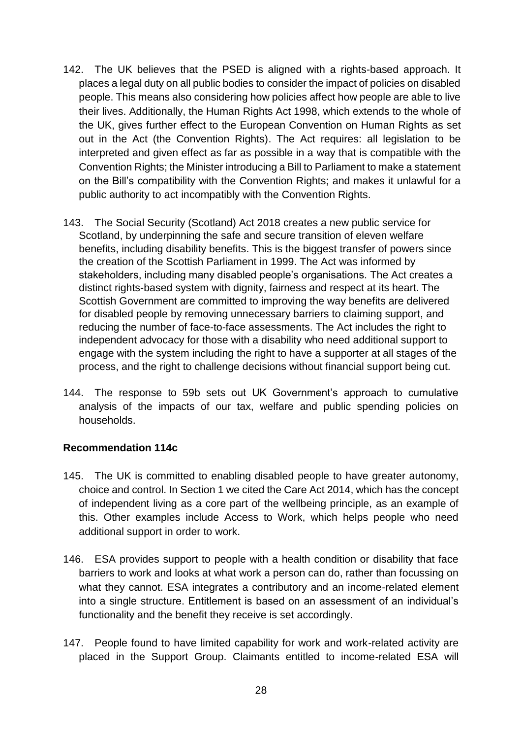142. The UK believes that the PSED is aligned with a rights-based approach. It places a legal duty on all public bodies to consider the impact of policies on disabled people. This means also considering how policies affect how people are able to live their lives. Additionally, the Human Rights Act 1998, which extends to the whole of the UK, gives further effect to the European Convention on Human Rights as set out in the Act (the Convention Rights). The Act requires: all legislation to be interpreted and given effect as far as possible in a way that is compatible with the Convention Rights; the Minister introducing a Bill to Parliament to make a statement on the Bill's compatibility with the Convention Rights; and makes it unlawful for a public authority to act incompatibly with the Convention Rights.

143. The Social Security (Scotland) Act 2018 creates a new public service for Scotland, by underpinning the safe and secure transition of eleven welfare benefits, including disability benefits. This is the biggest transfer of powers since the creation of the Scottish Parliament in 1999. The Act was informed by stakeholders, including many disabled people's organisations. The Act creates a distinct rights-based system with dignity, fairness and respect at its heart. The Scottish Government are committed to improving the way benefits are delivered for disabled people by removing unnecessary barriers to claiming support, and reducing the number of face-to-face assessments. The Act includes the right to independent advocacy for those with a disability who need additional support to engage with the system including the right to have a supporter at all stages of the process, and the right to challenge decisions without financial support being cut.

144. The response to 59b sets out UK Government's approach to cumulative analysis of the impacts of our tax, welfare and public spending policies on households.

**Recommendation 114c**

145. The UK is committed to enabling disabled people to have greater autonomy, choice and control. In Section 1 we cited the Care Act 2014, which has the concept of independent living as a core part of the wellbeing principle, as an example of this. Other examples include Access to Work, which helps people who need additional support in order to work.

146. ESA provides support to people with a health condition or disability that face barriers to work and looks at what work a person can do, rather than focussing on what they cannot. ESA integrates a contributory and an income-related element into a single structure. Entitlement is based on an assessment of an individual's functionality and the benefit they receive is set accordingly.

147. People found to have limited capability for work and work-related activity are placed in the Support Group. Claimants entitled to income-related ESA will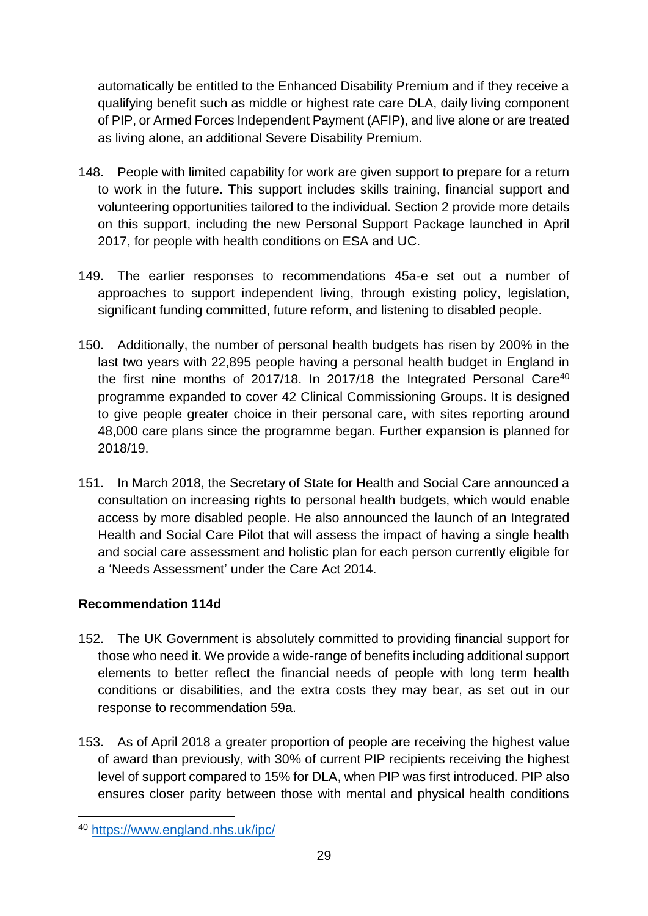automatically be entitled to the Enhanced Disability Premium and if they receive a qualifying benefit such as middle or highest rate care DLA, daily living component of PIP, or Armed Forces Independent Payment (AFIP), and live alone or are treated as living alone, an additional Severe Disability Premium.

148. People with limited capability for work are given support to prepare for a return to work in the future. This support includes skills training, financial support and volunteering opportunities tailored to the individual. Section 2 provide more details on this support, including the new Personal Support Package launched in April 2017, for people with health conditions on ESA and UC.

149. The earlier responses to recommendations 45a-e set out a number of approaches to support independent living, through existing policy, legislation, significant funding committed, future reform, and listening to disabled people.

150. Additionally, the number of personal health budgets has risen by 200% in the last two years with 22,895 people having a personal health budget in England in the first nine months of 2017/18. In 2017/18 the Integrated Personal Care[40] programme expanded to cover 42 Clinical Commissioning Groups. It is designed to give people greater choice in their personal care, with sites reporting around 48,000 care plans since the programme began. Further expansion is planned for 2018/19.

151. In March 2018, the Secretary of State for Health and Social Care announced a consultation on increasing rights to personal health budgets, which would enable access by more disabled people. He also announced the launch of an Integrated Health and Social Care Pilot that will assess the impact of having a single health and social care assessment and holistic plan for each person currently eligible for a 'Needs Assessment' under the Care Act 2014.

**Recommendation 114d**

152. The UK Government is absolutely committed to providing financial support for those who need it. We provide a wide-range of benefits including additional support elements to better reflect the financial needs of people with long term health conditions or disabilities, and the extra costs they may bear, as set out in our response to recommendation 59a.

153. As of April 2018 a greater proportion of people are receiving the highest value of award than previously, with 30% of current PIP recipients receiving the highest level of support compared to 15% for DLA, when PIP was first introduced. PIP also ensures closer parity between those with mental and physical health conditions

[40] https://www.england.nhs.uk/ipc/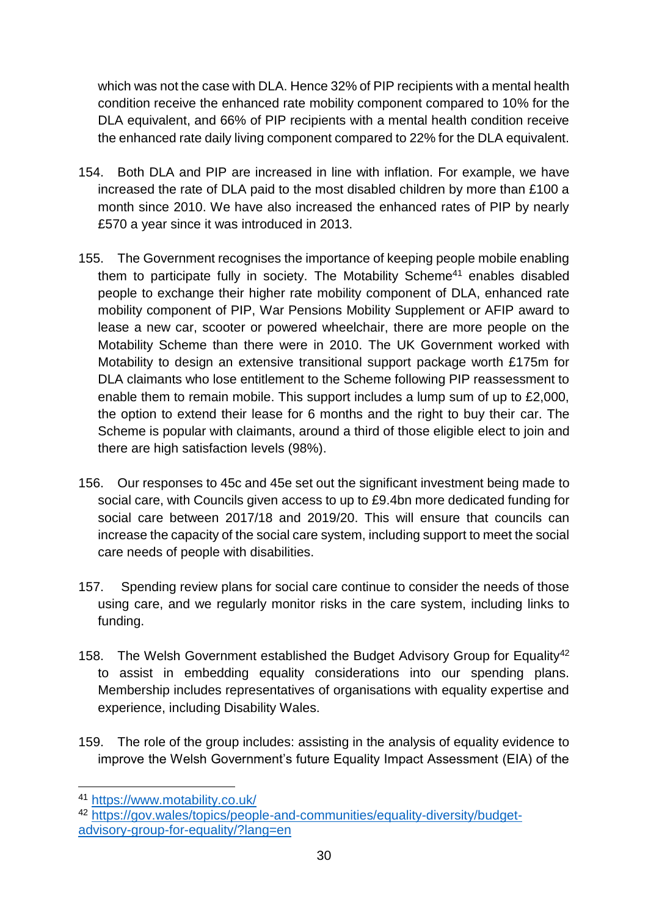which was not the case with DLA. Hence 32% of PIP recipients with a mental health condition receive the enhanced rate mobility component compared to 10% for the DLA equivalent, and 66% of PIP recipients with a mental health condition receive the enhanced rate daily living component compared to 22% for the DLA equivalent.

154. Both DLA and PIP are increased in line with inflation. For example, we have increased the rate of DLA paid to the most disabled children by more than £100 a month since 2010. We have also increased the enhanced rates of PIP by nearly £570 a year since it was introduced in 2013.

155. The Government recognises the importance of keeping people mobile enabling them to participate fully in society. The Motability Scheme[41] enables disabled people to exchange their higher rate mobility component of DLA, enhanced rate mobility component of PIP, War Pensions Mobility Supplement or AFIP award to lease a new car, scooter or powered wheelchair, there are more people on the Motability Scheme than there were in 2010. The UK Government worked with Motability to design an extensive transitional support package worth £175m for DLA claimants who lose entitlement to the Scheme following PIP reassessment to enable them to remain mobile. This support includes a lump sum of up to £2,000, the option to extend their lease for 6 months and the right to buy their car. The Scheme is popular with claimants, around a third of those eligible elect to join and there are high satisfaction levels (98%).

156. Our responses to 45c and 45e set out the significant investment being made to social care, with Councils given access to up to £9.4bn more dedicated funding for social care between 2017/18 and 2019/20. This will ensure that councils can increase the capacity of the social care system, including support to meet the social care needs of people with disabilities.

157. Spending review plans for social care continue to consider the needs of those using care, and we regularly monitor risks in the care system, including links to funding.

158. The Welsh Government established the Budget Advisory Group for Equality[42] to assist in embedding equality considerations into our spending plans. Membership includes representatives of organisations with equality expertise and experience, including Disability Wales.

159. The role of the group includes: assisting in the analysis of equality evidence to improve the Welsh Government's future Equality Impact Assessment (EIA) of the

---

[41] https://www.motability.co.uk/

[42] https://gov.wales/topics/people-and-communities/equality-diversity/budget-advisory-group-for-equality/?lang=en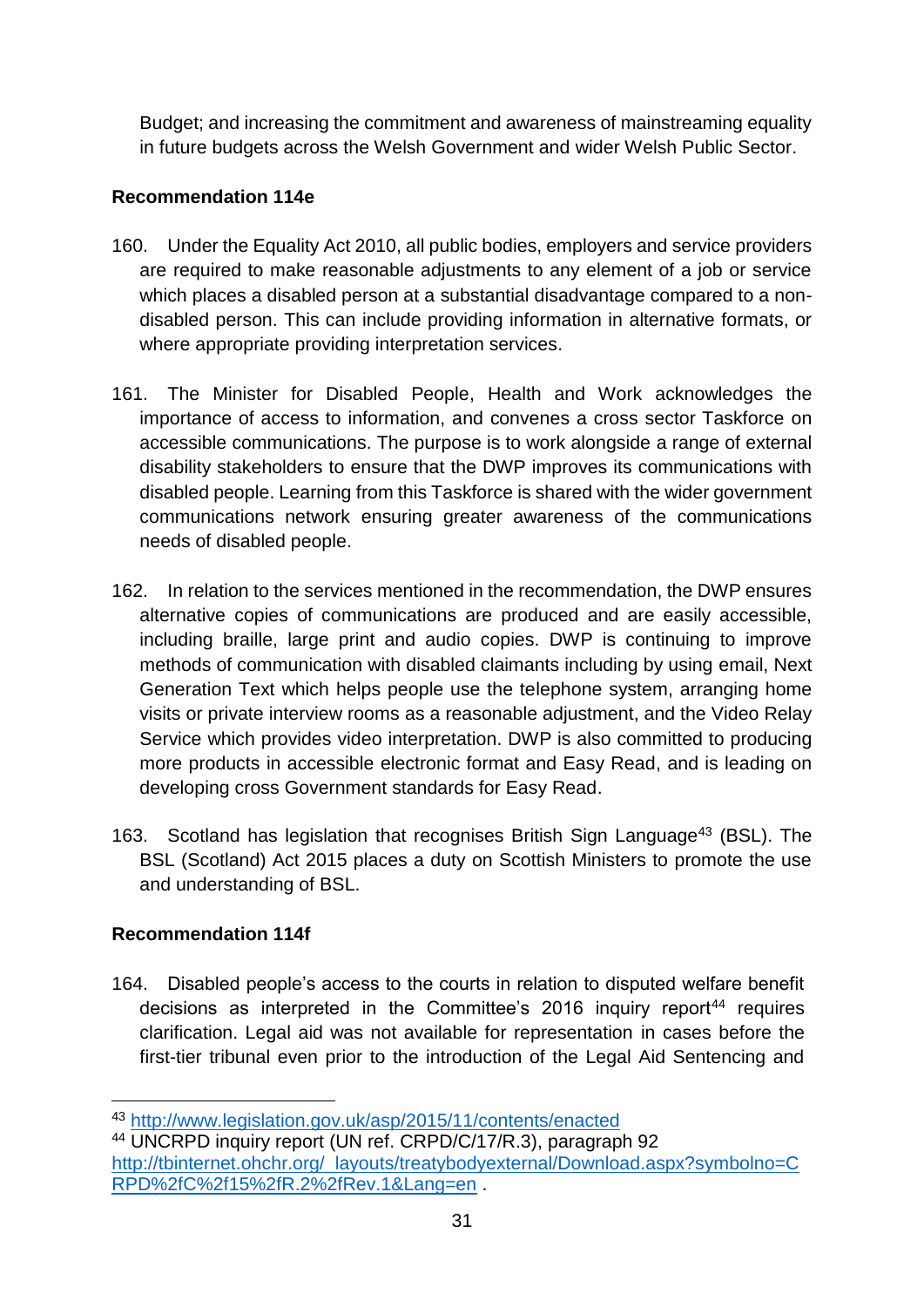Budget; and increasing the commitment and awareness of mainstreaming equality in future budgets across the Welsh Government and wider Welsh Public Sector.

**Recommendation 114e**

160. Under the Equality Act 2010, all public bodies, employers and service providers are required to make reasonable adjustments to any element of a job or service which places a disabled person at a substantial disadvantage compared to a non-disabled person. This can include providing information in alternative formats, or where appropriate providing interpretation services.

161. The Minister for Disabled People, Health and Work acknowledges the importance of access to information, and convenes a cross sector Taskforce on accessible communications. The purpose is to work alongside a range of external disability stakeholders to ensure that the DWP improves its communications with disabled people. Learning from this Taskforce is shared with the wider government communications network ensuring greater awareness of the communications needs of disabled people.

162. In relation to the services mentioned in the recommendation, the DWP ensures alternative copies of communications are produced and are easily accessible, including braille, large print and audio copies. DWP is continuing to improve methods of communication with disabled claimants including by using email, Next Generation Text which helps people use the telephone system, arranging home visits or private interview rooms as a reasonable adjustment, and the Video Relay Service which provides video interpretation. DWP is also committed to producing more products in accessible electronic format and Easy Read, and is leading on developing cross Government standards for Easy Read.

163. Scotland has legislation that recognises British Sign Language[43] (BSL). The BSL (Scotland) Act 2015 places a duty on Scottish Ministers to promote the use and understanding of BSL.

**Recommendation 114f**

164. Disabled people's access to the courts in relation to disputed welfare benefit decisions as interpreted in the Committee's 2016 inquiry report[44] requires clarification. Legal aid was not available for representation in cases before the first-tier tribunal even prior to the introduction of the Legal Aid Sentencing and

---

[43] http://www.legislation.gov.uk/asp/2015/11/contents/enacted

[44] UNCRPD inquiry report (UN ref. CRPD/C/17/R.3), paragraph 92 http://tbinternet.ohchr.org/_layouts/treatybodyexternal/Download.aspx?symbolno=CRPD%2fC%2f15%2fR.2%2fRev.1&Lang=en .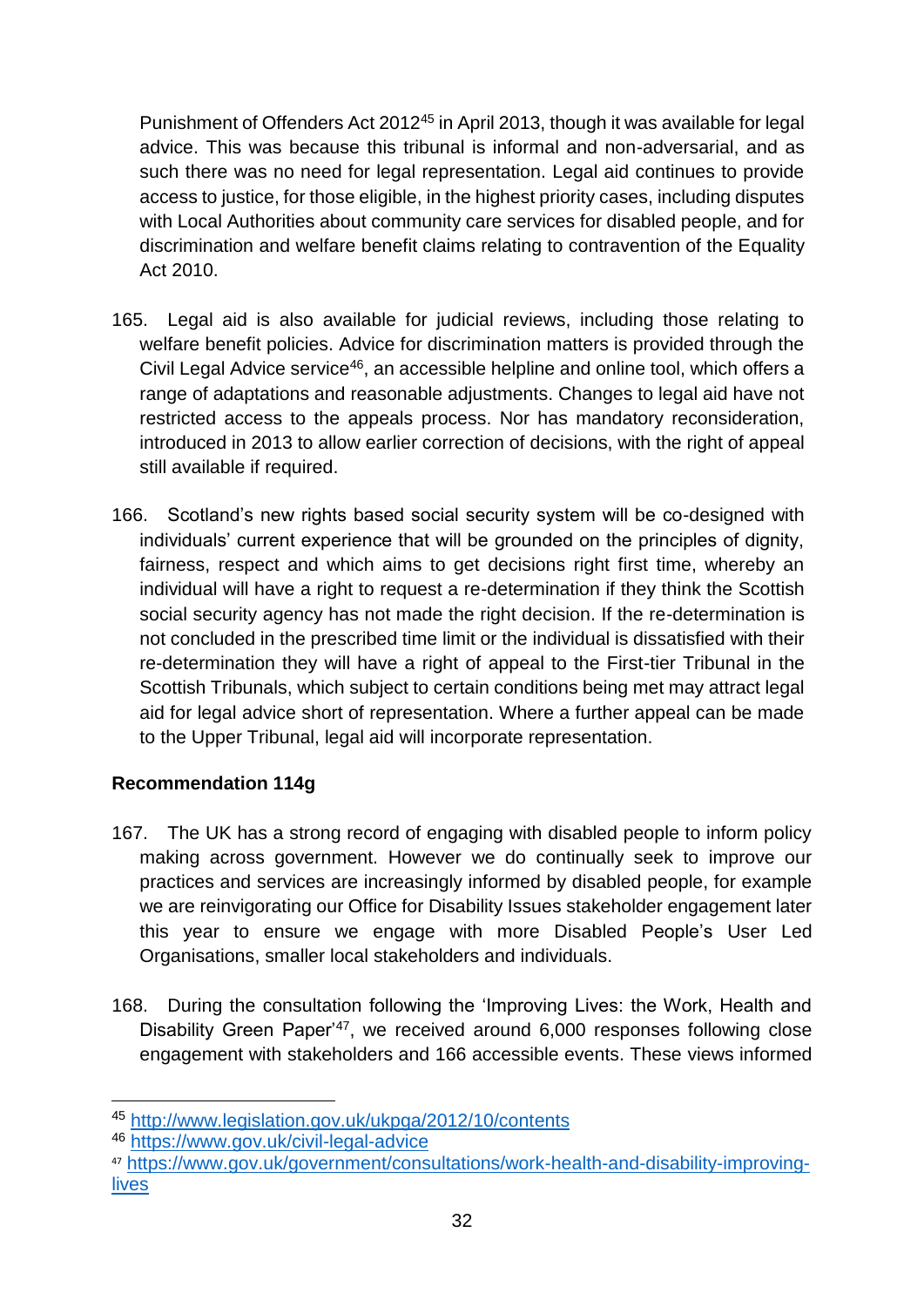Punishment of Offenders Act 2012[45] in April 2013, though it was available for legal advice. This was because this tribunal is informal and non-adversarial, and as such there was no need for legal representation. Legal aid continues to provide access to justice, for those eligible, in the highest priority cases, including disputes with Local Authorities about community care services for disabled people, and for discrimination and welfare benefit claims relating to contravention of the Equality Act 2010.

165. Legal aid is also available for judicial reviews, including those relating to welfare benefit policies. Advice for discrimination matters is provided through the Civil Legal Advice service[46], an accessible helpline and online tool, which offers a range of adaptations and reasonable adjustments. Changes to legal aid have not restricted access to the appeals process. Nor has mandatory reconsideration, introduced in 2013 to allow earlier correction of decisions, with the right of appeal still available if required.

166. Scotland's new rights based social security system will be co-designed with individuals' current experience that will be grounded on the principles of dignity, fairness, respect and which aims to get decisions right first time, whereby an individual will have a right to request a re-determination if they think the Scottish social security agency has not made the right decision. If the re-determination is not concluded in the prescribed time limit or the individual is dissatisfied with their re-determination they will have a right of appeal to the First-tier Tribunal in the Scottish Tribunals, which subject to certain conditions being met may attract legal aid for legal advice short of representation. Where a further appeal can be made to the Upper Tribunal, legal aid will incorporate representation.

**Recommendation 114g**

167. The UK has a strong record of engaging with disabled people to inform policy making across government. However we do continually seek to improve our practices and services are increasingly informed by disabled people, for example we are reinvigorating our Office for Disability Issues stakeholder engagement later this year to ensure we engage with more Disabled People's User Led Organisations, smaller local stakeholders and individuals.

168. During the consultation following the 'Improving Lives: the Work, Health and Disability Green Paper'[47], we received around 6,000 responses following close engagement with stakeholders and 166 accessible events. These views informed

---

[45] http://www.legislation.gov.uk/ukpga/2012/10/contents

[46] https://www.gov.uk/civil-legal-advice

[47] https://www.gov.uk/government/consultations/work-health-and-disability-improving-lives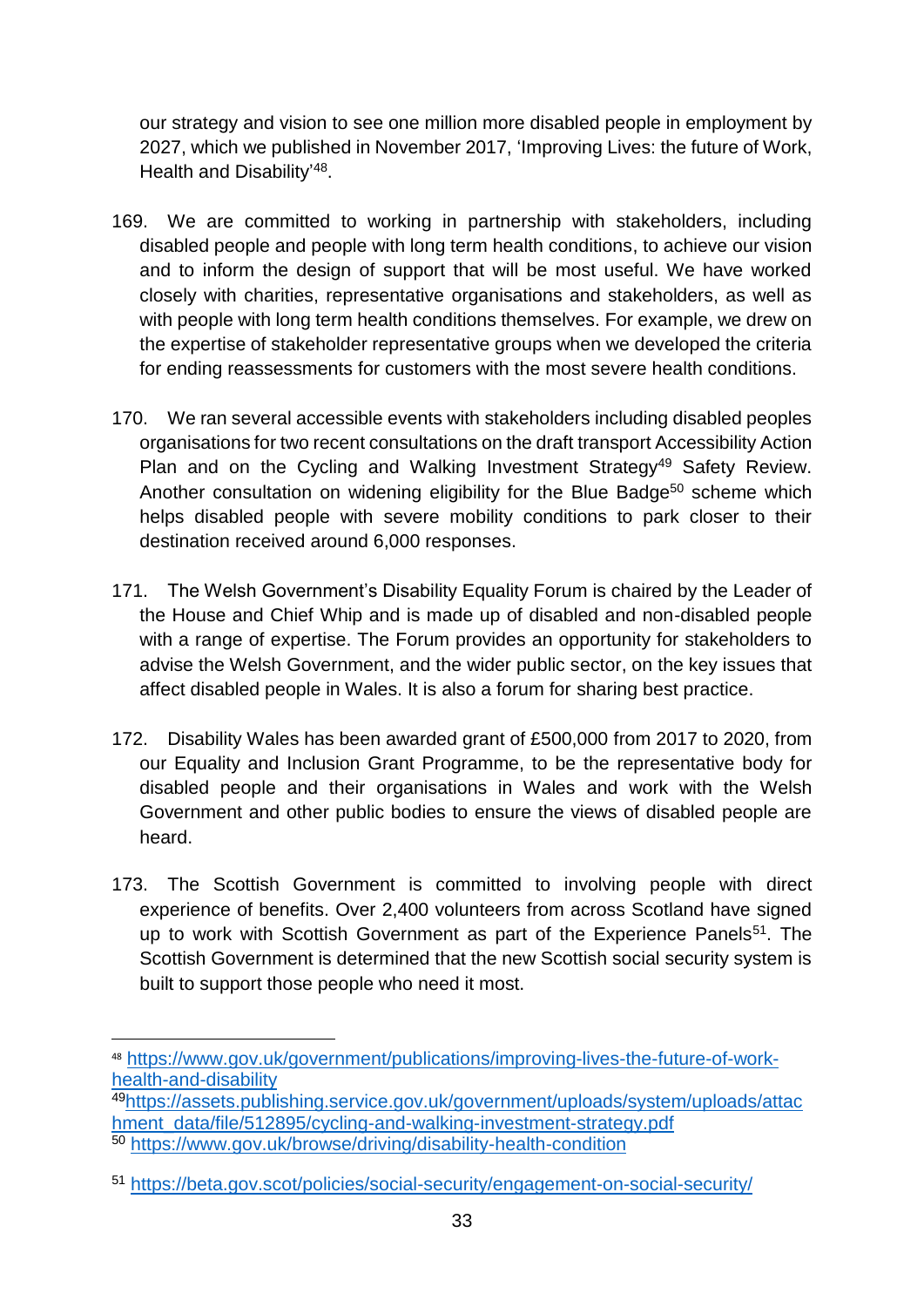our strategy and vision to see one million more disabled people in employment by 2027, which we published in November 2017, 'Improving Lives: the future of Work, Health and Disability'[48].

169. We are committed to working in partnership with stakeholders, including disabled people and people with long term health conditions, to achieve our vision and to inform the design of support that will be most useful. We have worked closely with charities, representative organisations and stakeholders, as well as with people with long term health conditions themselves. For example, we drew on the expertise of stakeholder representative groups when we developed the criteria for ending reassessments for customers with the most severe health conditions.

170. We ran several accessible events with stakeholders including disabled peoples organisations for two recent consultations on the draft transport Accessibility Action Plan and on the Cycling and Walking Investment Strategy[49] Safety Review. Another consultation on widening eligibility for the Blue Badge[50] scheme which helps disabled people with severe mobility conditions to park closer to their destination received around 6,000 responses.

171. The Welsh Government's Disability Equality Forum is chaired by the Leader of the House and Chief Whip and is made up of disabled and non-disabled people with a range of expertise. The Forum provides an opportunity for stakeholders to advise the Welsh Government, and the wider public sector, on the key issues that affect disabled people in Wales. It is also a forum for sharing best practice.

172. Disability Wales has been awarded grant of £500,000 from 2017 to 2020, from our Equality and Inclusion Grant Programme, to be the representative body for disabled people and their organisations in Wales and work with the Welsh Government and other public bodies to ensure the views of disabled people are heard.

173. The Scottish Government is committed to involving people with direct experience of benefits. Over 2,400 volunteers from across Scotland have signed up to work with Scottish Government as part of the Experience Panels[51]. The Scottish Government is determined that the new Scottish social security system is built to support those people who need it most.

---

[48] https://www.gov.uk/government/publications/improving-lives-the-future-of-work-health-and-disability

[49] https://assets.publishing.service.gov.uk/government/uploads/system/uploads/attachment_data/file/512895/cycling-and-walking-investment-strategy.pdf

[50] https://www.gov.uk/browse/driving/disability-health-condition

[51] https://beta.gov.scot/policies/social-security/engagement-on-social-security/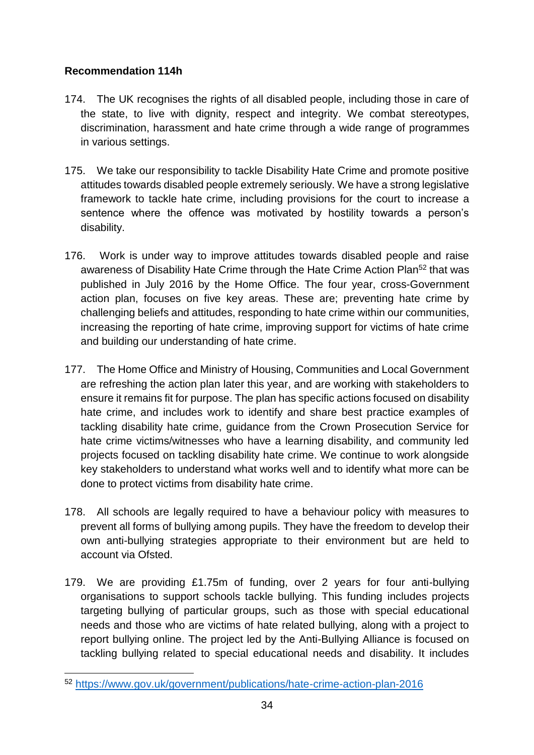**Recommendation 114h**

174. The UK recognises the rights of all disabled people, including those in care of the state, to live with dignity, respect and integrity. We combat stereotypes, discrimination, harassment and hate crime through a wide range of programmes in various settings.

175. We take our responsibility to tackle Disability Hate Crime and promote positive attitudes towards disabled people extremely seriously. We have a strong legislative framework to tackle hate crime, including provisions for the court to increase a sentence where the offence was motivated by hostility towards a person's disability.

176. Work is under way to improve attitudes towards disabled people and raise awareness of Disability Hate Crime through the Hate Crime Action Plan[52] that was published in July 2016 by the Home Office. The four year, cross-Government action plan, focuses on five key areas. These are; preventing hate crime by challenging beliefs and attitudes, responding to hate crime within our communities, increasing the reporting of hate crime, improving support for victims of hate crime and building our understanding of hate crime.

177. The Home Office and Ministry of Housing, Communities and Local Government are refreshing the action plan later this year, and are working with stakeholders to ensure it remains fit for purpose. The plan has specific actions focused on disability hate crime, and includes work to identify and share best practice examples of tackling disability hate crime, guidance from the Crown Prosecution Service for hate crime victims/witnesses who have a learning disability, and community led projects focused on tackling disability hate crime. We continue to work alongside key stakeholders to understand what works well and to identify what more can be done to protect victims from disability hate crime.

178. All schools are legally required to have a behaviour policy with measures to prevent all forms of bullying among pupils. They have the freedom to develop their own anti-bullying strategies appropriate to their environment but are held to account via Ofsted.

179. We are providing £1.75m of funding, over 2 years for four anti-bullying organisations to support schools tackle bullying. This funding includes projects targeting bullying of particular groups, such as those with special educational needs and those who are victims of hate related bullying, along with a project to report bullying online. The project led by the Anti-Bullying Alliance is focused on tackling bullying related to special educational needs and disability. It includes

---

[52] https://www.gov.uk/government/publications/hate-crime-action-plan-2016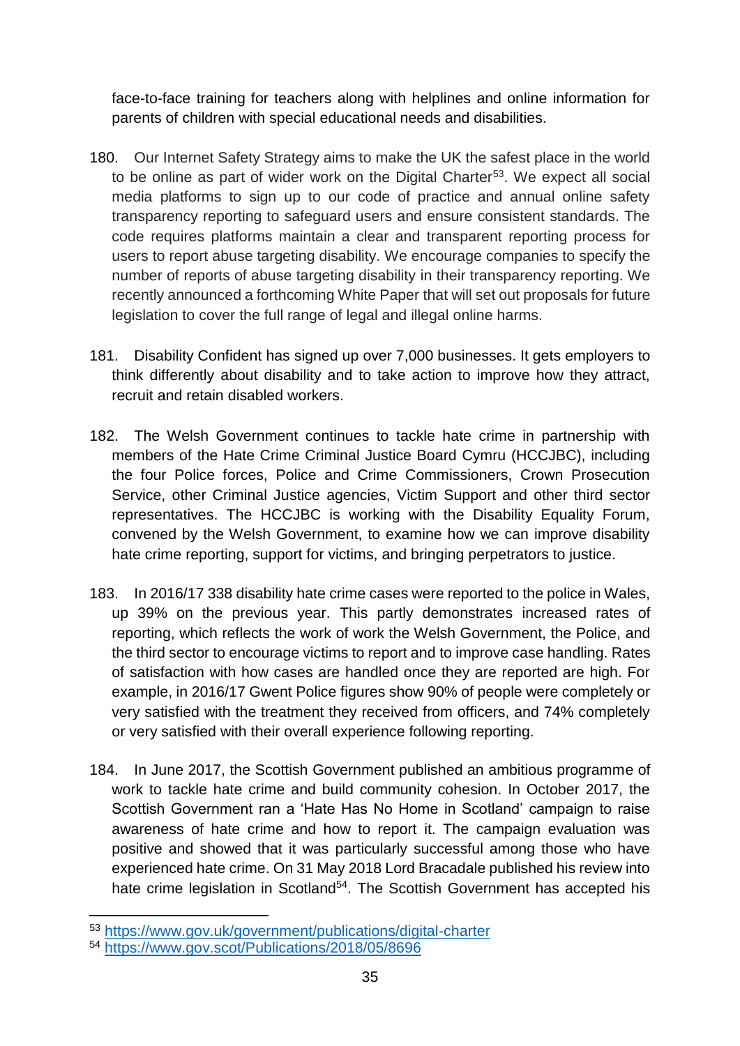face-to-face training for teachers along with helplines and online information for parents of children with special educational needs and disabilities.

180. Our Internet Safety Strategy aims to make the UK the safest place in the world to be online as part of wider work on the Digital Charter[53]. We expect all social media platforms to sign up to our code of practice and annual online safety transparency reporting to safeguard users and ensure consistent standards. The code requires platforms maintain a clear and transparent reporting process for users to report abuse targeting disability. We encourage companies to specify the number of reports of abuse targeting disability in their transparency reporting. We recently announced a forthcoming White Paper that will set out proposals for future legislation to cover the full range of legal and illegal online harms.

181. Disability Confident has signed up over 7,000 businesses. It gets employers to think differently about disability and to take action to improve how they attract, recruit and retain disabled workers.

182. The Welsh Government continues to tackle hate crime in partnership with members of the Hate Crime Criminal Justice Board Cymru (HCCJBC), including the four Police forces, Police and Crime Commissioners, Crown Prosecution Service, other Criminal Justice agencies, Victim Support and other third sector representatives. The HCCJBC is working with the Disability Equality Forum, convened by the Welsh Government, to examine how we can improve disability hate crime reporting, support for victims, and bringing perpetrators to justice.

183. In 2016/17 338 disability hate crime cases were reported to the police in Wales, up 39% on the previous year. This partly demonstrates increased rates of reporting, which reflects the work of work the Welsh Government, the Police, and the third sector to encourage victims to report and to improve case handling. Rates of satisfaction with how cases are handled once they are reported are high. For example, in 2016/17 Gwent Police figures show 90% of people were completely or very satisfied with the treatment they received from officers, and 74% completely or very satisfied with their overall experience following reporting.

184. In June 2017, the Scottish Government published an ambitious programme of work to tackle hate crime and build community cohesion. In October 2017, the Scottish Government ran a 'Hate Has No Home in Scotland' campaign to raise awareness of hate crime and how to report it. The campaign evaluation was positive and showed that it was particularly successful among those who have experienced hate crime. On 31 May 2018 Lord Bracadale published his review into hate crime legislation in Scotland[54]. The Scottish Government has accepted his

---

[53] https://www.gov.uk/government/publications/digital-charter

[54] https://www.gov.scot/Publications/2018/05/8696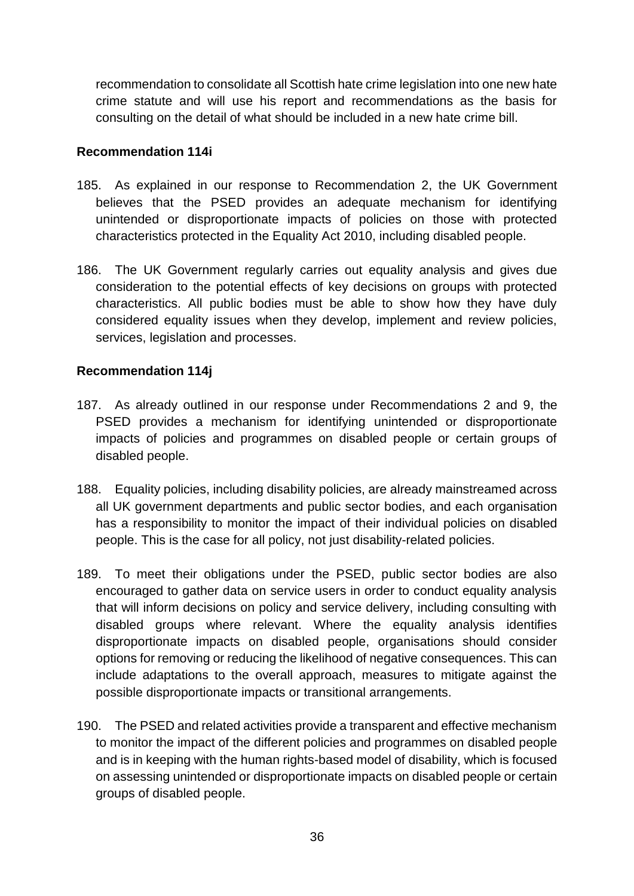recommendation to consolidate all Scottish hate crime legislation into one new hate crime statute and will use his report and recommendations as the basis for consulting on the detail of what should be included in a new hate crime bill.

**Recommendation 114i**

185. As explained in our response to Recommendation 2, the UK Government believes that the PSED provides an adequate mechanism for identifying unintended or disproportionate impacts of policies on those with protected characteristics protected in the Equality Act 2010, including disabled people.

186. The UK Government regularly carries out equality analysis and gives due consideration to the potential effects of key decisions on groups with protected characteristics. All public bodies must be able to show how they have duly considered equality issues when they develop, implement and review policies, services, legislation and processes.

**Recommendation 114j**

187. As already outlined in our response under Recommendations 2 and 9, the PSED provides a mechanism for identifying unintended or disproportionate impacts of policies and programmes on disabled people or certain groups of disabled people.

188. Equality policies, including disability policies, are already mainstreamed across all UK government departments and public sector bodies, and each organisation has a responsibility to monitor the impact of their individual policies on disabled people. This is the case for all policy, not just disability-related policies.

189. To meet their obligations under the PSED, public sector bodies are also encouraged to gather data on service users in order to conduct equality analysis that will inform decisions on policy and service delivery, including consulting with disabled groups where relevant. Where the equality analysis identifies disproportionate impacts on disabled people, organisations should consider options for removing or reducing the likelihood of negative consequences. This can include adaptations to the overall approach, measures to mitigate against the possible disproportionate impacts or transitional arrangements.

190. The PSED and related activities provide a transparent and effective mechanism to monitor the impact of the different policies and programmes on disabled people and is in keeping with the human rights-based model of disability, which is focused on assessing unintended or disproportionate impacts on disabled people or certain groups of disabled people.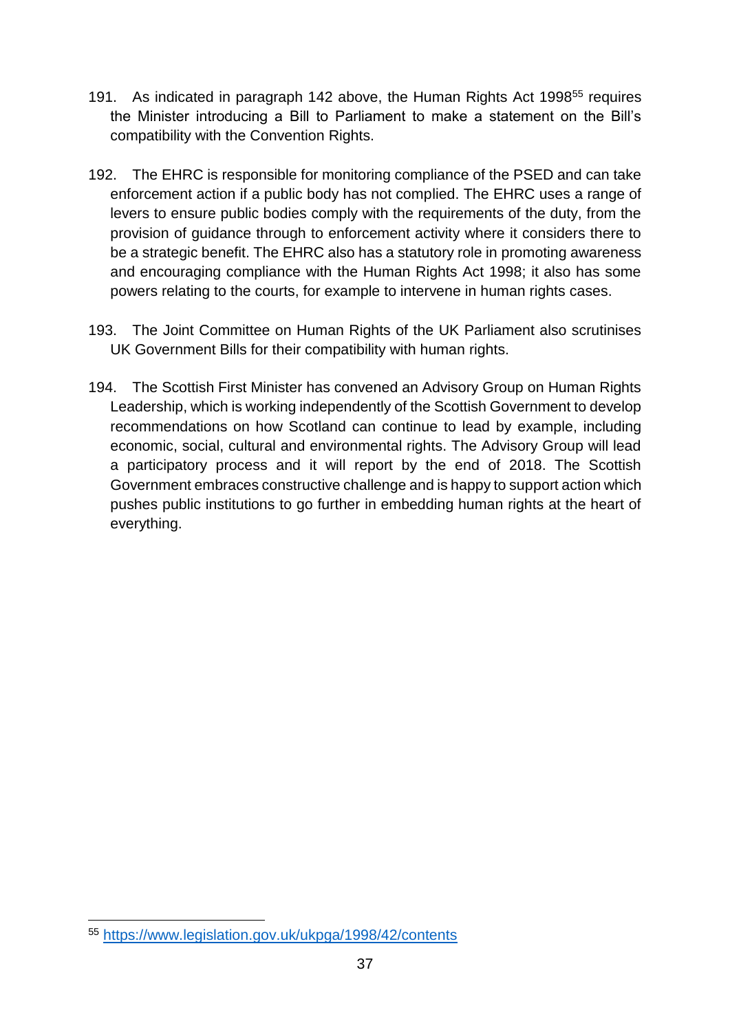191. As indicated in paragraph 142 above, the Human Rights Act 1998[55] requires the Minister introducing a Bill to Parliament to make a statement on the Bill's compatibility with the Convention Rights.

192. The EHRC is responsible for monitoring compliance of the PSED and can take enforcement action if a public body has not complied. The EHRC uses a range of levers to ensure public bodies comply with the requirements of the duty, from the provision of guidance through to enforcement activity where it considers there to be a strategic benefit. The EHRC also has a statutory role in promoting awareness and encouraging compliance with the Human Rights Act 1998; it also has some powers relating to the courts, for example to intervene in human rights cases.

193. The Joint Committee on Human Rights of the UK Parliament also scrutinises UK Government Bills for their compatibility with human rights.

194. The Scottish First Minister has convened an Advisory Group on Human Rights Leadership, which is working independently of the Scottish Government to develop recommendations on how Scotland can continue to lead by example, including economic, social, cultural and environmental rights. The Advisory Group will lead a participatory process and it will report by the end of 2018. The Scottish Government embraces constructive challenge and is happy to support action which pushes public institutions to go further in embedding human rights at the heart of everything.

---

[55] https://www.legislation.gov.uk/ukpga/1998/42/contents